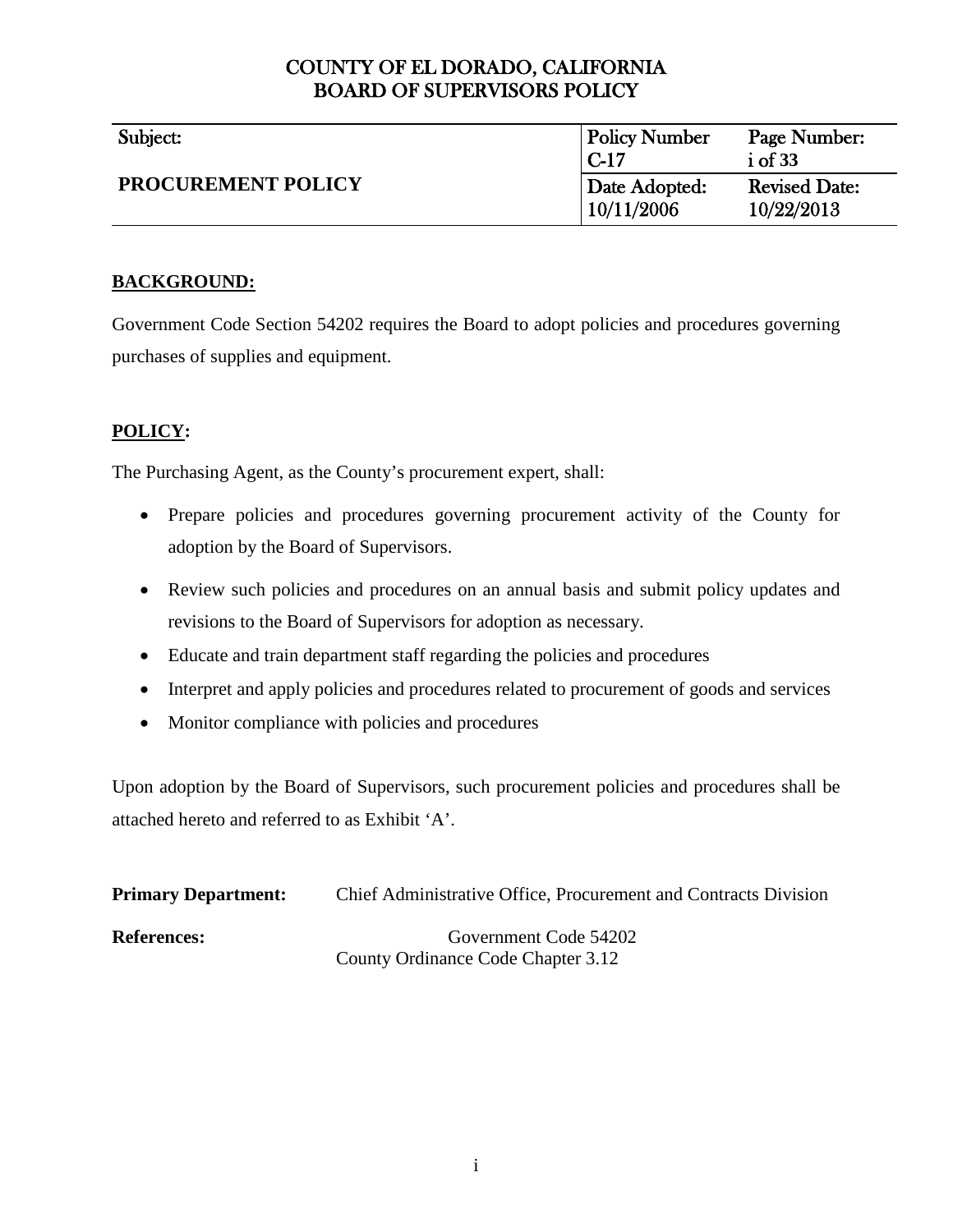# COUNTY OF EL DORADO, CALIFORNIA
# BOARD OF SUPERVISORS POLICY

| Subject: | Policy Number | Page Number: |
|---|---|---|
| **PROCUREMENT POLICY** | C-17 | i of 33 |
| | Date Adopted: | Revised Date: |
| | 10/11/2006 | 10/22/2013 |

## BACKGROUND:

Government Code Section 54202 requires the Board to adopt policies and procedures governing purchases of supplies and equipment.

## POLICY:

The Purchasing Agent, as the County's procurement expert, shall:

- Prepare policies and procedures governing procurement activity of the County for adoption by the Board of Supervisors.
- Review such policies and procedures on an annual basis and submit policy updates and revisions to the Board of Supervisors for adoption as necessary.
- Educate and train department staff regarding the policies and procedures
- Interpret and apply policies and procedures related to procurement of goods and services
- Monitor compliance with policies and procedures

Upon adoption by the Board of Supervisors, such procurement policies and procedures shall be attached hereto and referred to as Exhibit 'A'.

**Primary Department:** Chief Administrative Office, Procurement and Contracts Division

**References:** Government Code 54202
County Ordinance Code Chapter 3.12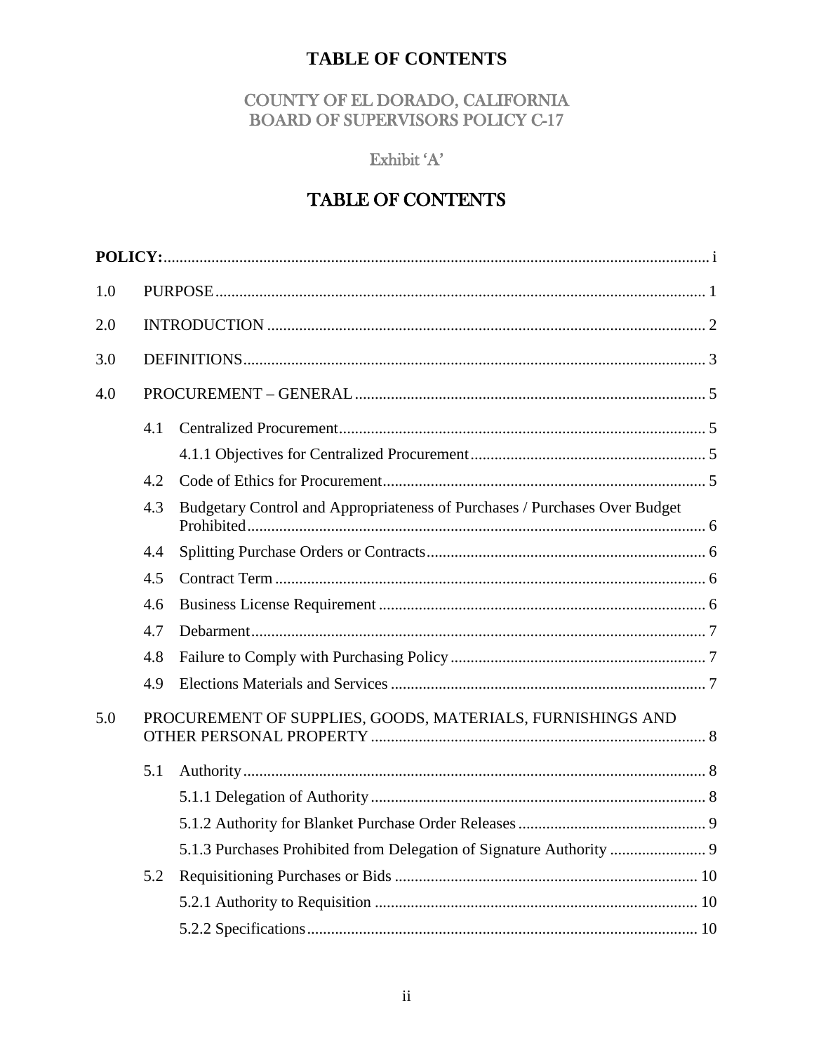# TABLE OF CONTENTS

## COUNTY OF EL DORADO, CALIFORNIA
## BOARD OF SUPERVISORS POLICY C-17

Exhibit 'A'

## TABLE OF CONTENTS

**POLICY:** ........ i

1.0 PURPOSE ........ 1

2.0 INTRODUCTION ........ 2

3.0 DEFINITIONS ........ 3

4.0 PROCUREMENT – GENERAL ........ 5

- 4.1 Centralized Procurement ........ 5
  - 4.1.1 Objectives for Centralized Procurement ........ 5
- 4.2 Code of Ethics for Procurement ........ 5
- 4.3 Budgetary Control and Appropriateness of Purchases / Purchases Over Budget Prohibited ........ 6
- 4.4 Splitting Purchase Orders or Contracts ........ 6
- 4.5 Contract Term ........ 6
- 4.6 Business License Requirement ........ 6
- 4.7 Debarment ........ 7
- 4.8 Failure to Comply with Purchasing Policy ........ 7
- 4.9 Elections Materials and Services ........ 7

5.0 PROCUREMENT OF SUPPLIES, GOODS, MATERIALS, FURNISHINGS AND OTHER PERSONAL PROPERTY ........ 8

- 5.1 Authority ........ 8
  - 5.1.1 Delegation of Authority ........ 8
  - 5.1.2 Authority for Blanket Purchase Order Releases ........ 9
  - 5.1.3 Purchases Prohibited from Delegation of Signature Authority ........ 9
- 5.2 Requisitioning Purchases or Bids ........ 10
  - 5.2.1 Authority to Requisition ........ 10
  - 5.2.2 Specifications ........ 10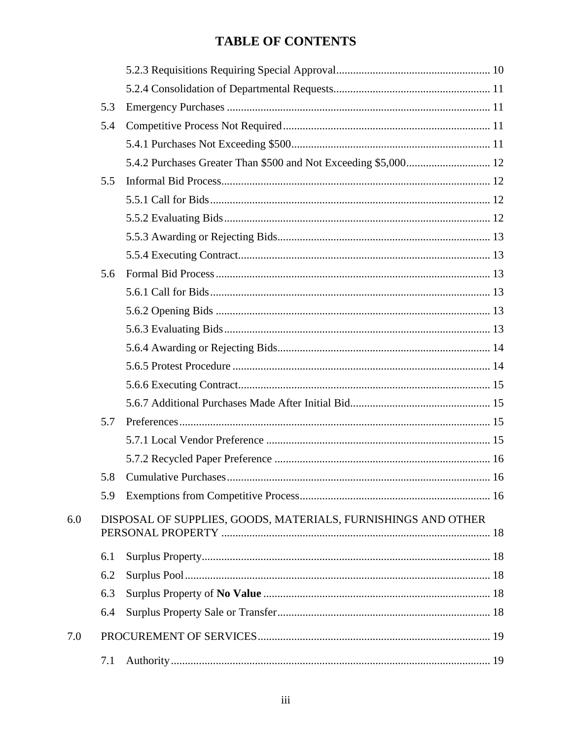# TABLE OF CONTENTS

- 5.2.3 Requisitions Requiring Special Approval ..... 10
- 5.2.4 Consolidation of Departmental Requests ..... 11
- 5.3 Emergency Purchases ..... 11
- 5.4 Competitive Process Not Required ..... 11
  - 5.4.1 Purchases Not Exceeding $500 ..... 11
  - 5.4.2 Purchases Greater Than $500 and Not Exceeding $5,000 ..... 12
- 5.5 Informal Bid Process ..... 12
  - 5.5.1 Call for Bids ..... 12
  - 5.5.2 Evaluating Bids ..... 12
  - 5.5.3 Awarding or Rejecting Bids ..... 13
  - 5.5.4 Executing Contract ..... 13
- 5.6 Formal Bid Process ..... 13
  - 5.6.1 Call for Bids ..... 13
  - 5.6.2 Opening Bids ..... 13
  - 5.6.3 Evaluating Bids ..... 13
  - 5.6.4 Awarding or Rejecting Bids ..... 14
  - 5.6.5 Protest Procedure ..... 14
  - 5.6.6 Executing Contract ..... 15
  - 5.6.7 Additional Purchases Made After Initial Bid ..... 15
- 5.7 Preferences ..... 15
  - 5.7.1 Local Vendor Preference ..... 15
  - 5.7.2 Recycled Paper Preference ..... 16
- 5.8 Cumulative Purchases ..... 16
- 5.9 Exemptions from Competitive Process ..... 16

6.0 DISPOSAL OF SUPPLIES, GOODS, MATERIALS, FURNISHINGS AND OTHER PERSONAL PROPERTY ..... 18

- 6.1 Surplus Property ..... 18
- 6.2 Surplus Pool ..... 18
- 6.3 Surplus Property of **No Value** ..... 18
- 6.4 Surplus Property Sale or Transfer ..... 18

7.0 PROCUREMENT OF SERVICES ..... 19

- 7.1 Authority ..... 19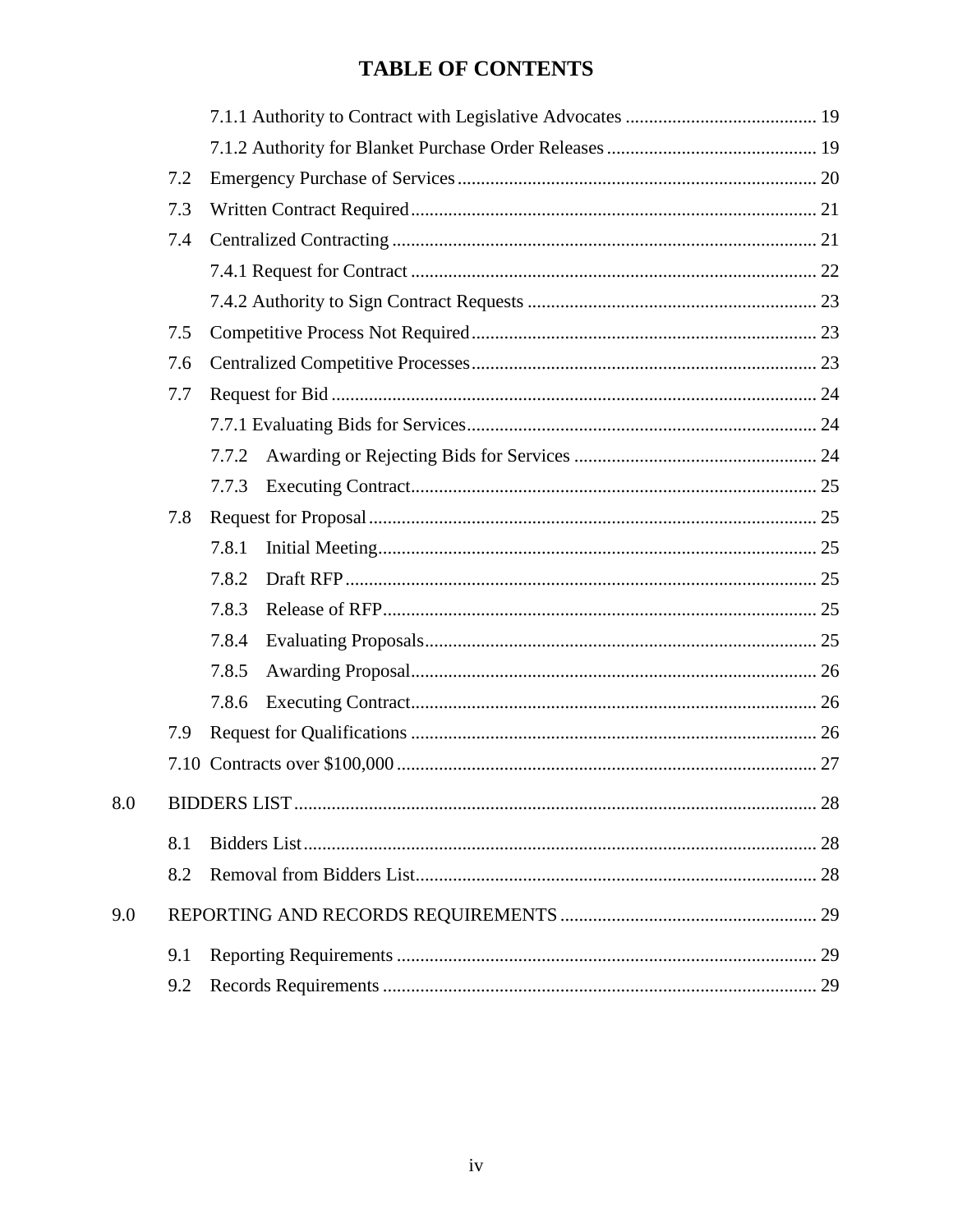# TABLE OF CONTENTS

- 7.1.1 Authority to Contract with Legislative Advocates ........................................ 19
- 7.1.2 Authority for Blanket Purchase Order Releases ............................................ 19
- 7.2 Emergency Purchase of Services ............................................................................ 20
- 7.3 Written Contract Required ...................................................................................... 21
- 7.4 Centralized Contracting .......................................................................................... 21
  - 7.4.1 Request for Contract ....................................................................................... 22
  - 7.4.2 Authority to Sign Contract Requests ............................................................. 23
- 7.5 Competitive Process Not Required ......................................................................... 23
- 7.6 Centralized Competitive Processes ......................................................................... 23
- 7.7 Request for Bid ........................................................................................................ 24
  - 7.7.1 Evaluating Bids for Services .......................................................................... 24
  - 7.7.2 Awarding or Rejecting Bids for Services ....................................................... 24
  - 7.7.3 Executing Contract ......................................................................................... 25
- 7.8 Request for Proposal ............................................................................................... 25
  - 7.8.1 Initial Meeting ................................................................................................ 25
  - 7.8.2 Draft RFP ....................................................................................................... 25
  - 7.8.3 Release of RFP ............................................................................................... 25
  - 7.8.4 Evaluating Proposals ...................................................................................... 25
  - 7.8.5 Awarding Proposal ......................................................................................... 26
  - 7.8.6 Executing Contract ......................................................................................... 26
- 7.9 Request for Qualifications ...................................................................................... 26
- 7.10 Contracts over $100,000 ....................................................................................... 27

8.0 BIDDERS LIST ............................................................................................................. 28

- 8.1 Bidders List ............................................................................................................. 28
- 8.2 Removal from Bidders List ..................................................................................... 28

9.0 REPORTING AND RECORDS REQUIREMENTS ..................................................... 29

- 9.1 Reporting Requirements ......................................................................................... 29
- 9.2 Records Requirements ............................................................................................ 29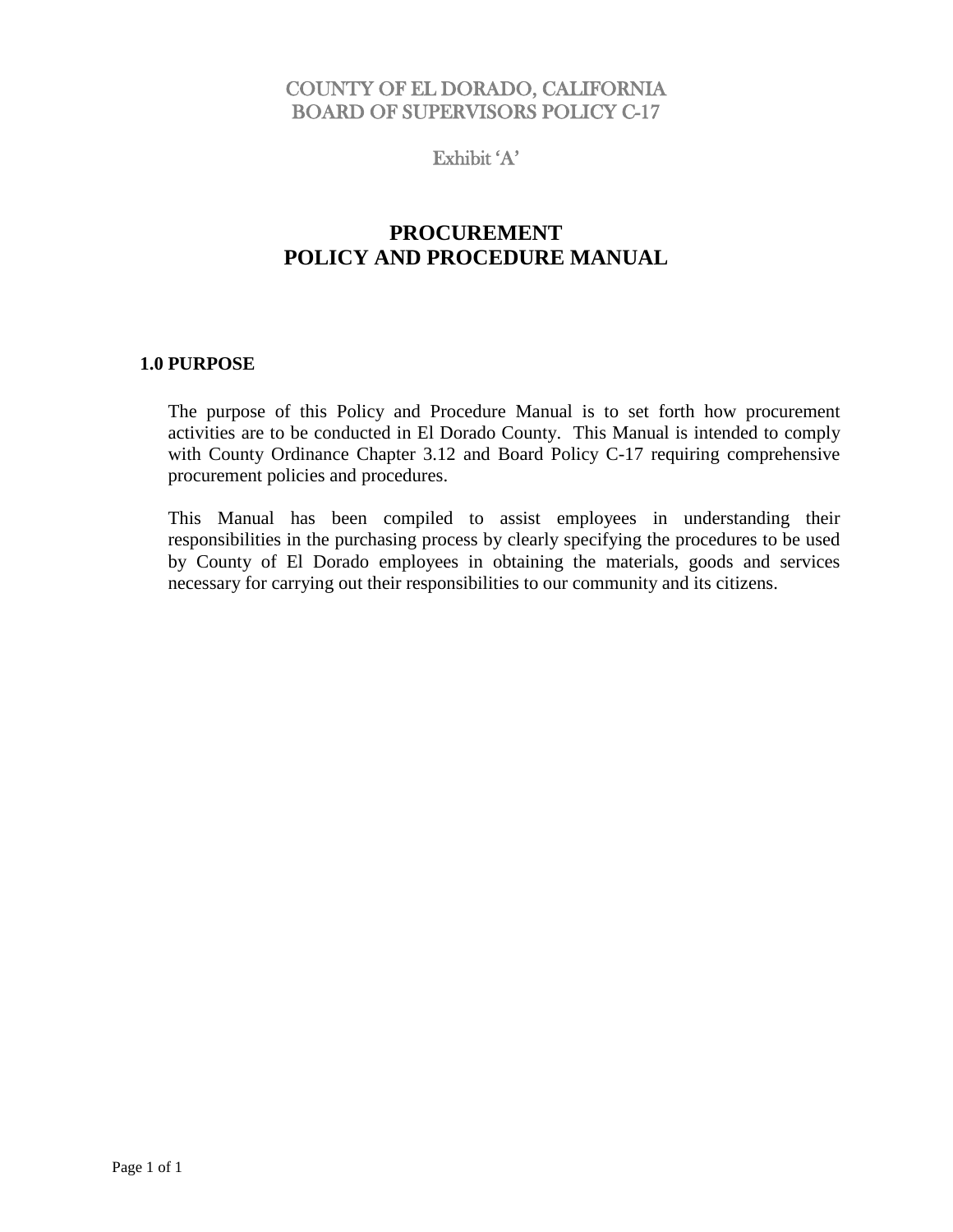COUNTY OF EL DORADO, CALIFORNIA
BOARD OF SUPERVISORS POLICY C-17

Exhibit 'A'

# PROCUREMENT POLICY AND PROCEDURE MANUAL

## 1.0 PURPOSE

The purpose of this Policy and Procedure Manual is to set forth how procurement activities are to be conducted in El Dorado County. This Manual is intended to comply with County Ordinance Chapter 3.12 and Board Policy C-17 requiring comprehensive procurement policies and procedures.

This Manual has been compiled to assist employees in understanding their responsibilities in the purchasing process by clearly specifying the procedures to be used by County of El Dorado employees in obtaining the materials, goods and services necessary for carrying out their responsibilities to our community and its citizens.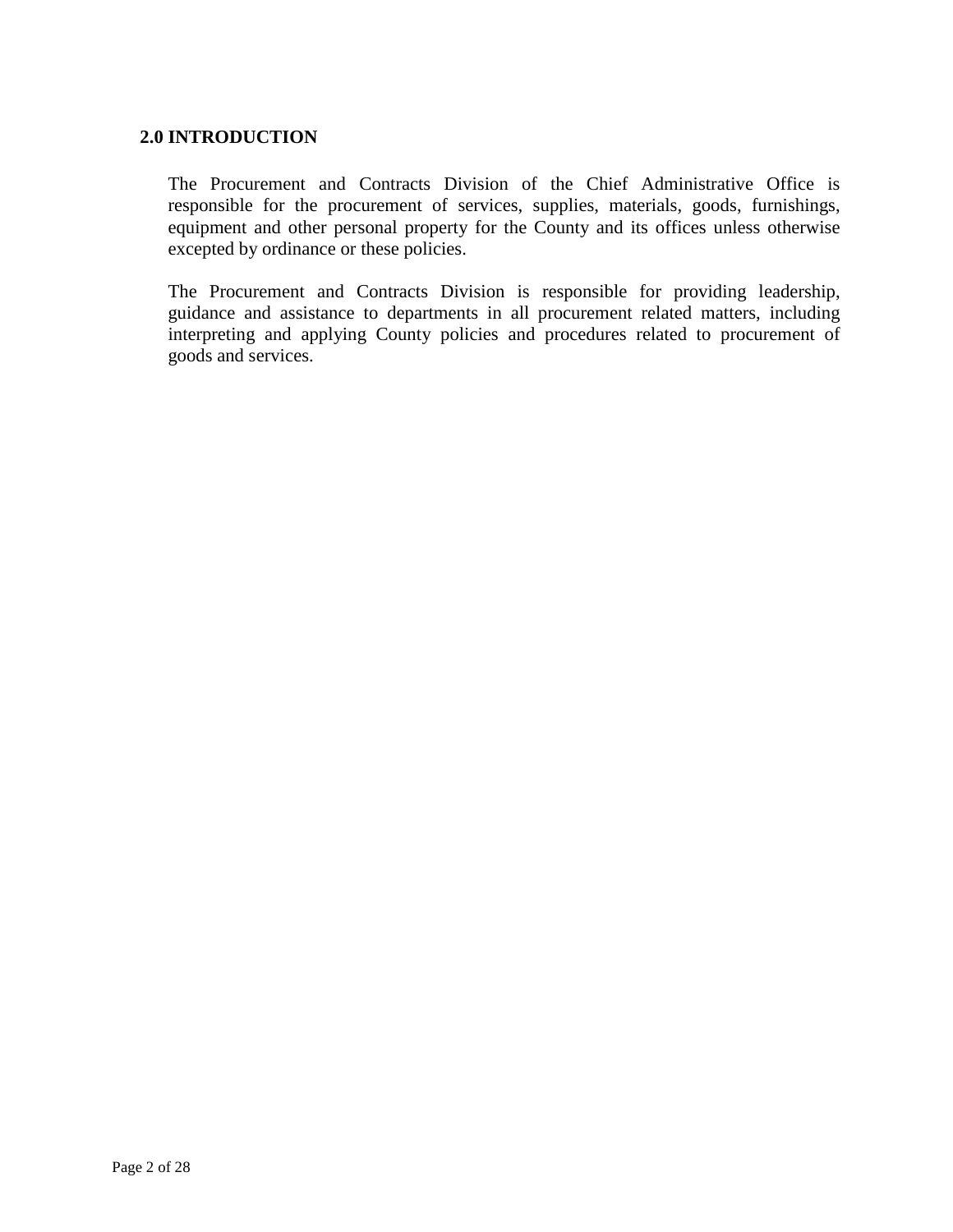## 2.0 INTRODUCTION

The Procurement and Contracts Division of the Chief Administrative Office is responsible for the procurement of services, supplies, materials, goods, furnishings, equipment and other personal property for the County and its offices unless otherwise excepted by ordinance or these policies.

The Procurement and Contracts Division is responsible for providing leadership, guidance and assistance to departments in all procurement related matters, including interpreting and applying County policies and procedures related to procurement of goods and services.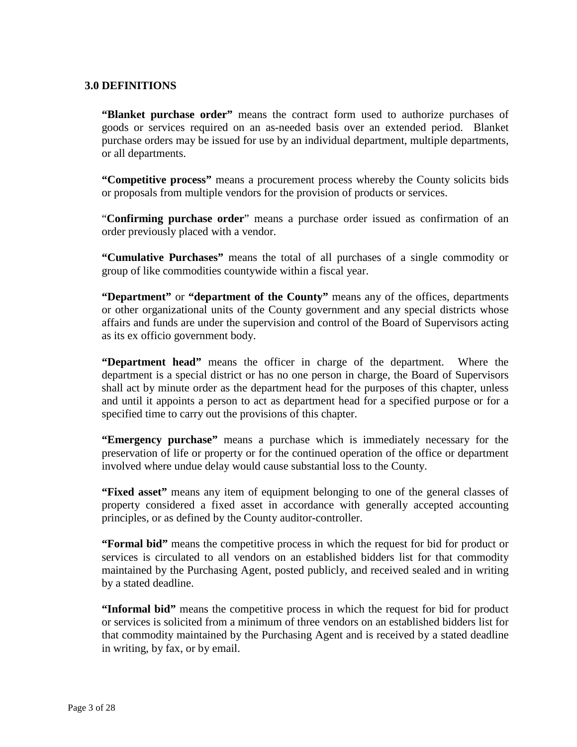## 3.0 DEFINITIONS

**"Blanket purchase order"** means the contract form used to authorize purchases of goods or services required on an as-needed basis over an extended period. Blanket purchase orders may be issued for use by an individual department, multiple departments, or all departments.

**"Competitive process"** means a procurement process whereby the County solicits bids or proposals from multiple vendors for the provision of products or services.

"**Confirming purchase order**" means a purchase order issued as confirmation of an order previously placed with a vendor.

**"Cumulative Purchases"** means the total of all purchases of a single commodity or group of like commodities countywide within a fiscal year.

**"Department"** or **"department of the County"** means any of the offices, departments or other organizational units of the County government and any special districts whose affairs and funds are under the supervision and control of the Board of Supervisors acting as its ex officio government body.

**"Department head"** means the officer in charge of the department. Where the department is a special district or has no one person in charge, the Board of Supervisors shall act by minute order as the department head for the purposes of this chapter, unless and until it appoints a person to act as department head for a specified purpose or for a specified time to carry out the provisions of this chapter.

**"Emergency purchase"** means a purchase which is immediately necessary for the preservation of life or property or for the continued operation of the office or department involved where undue delay would cause substantial loss to the County.

**"Fixed asset"** means any item of equipment belonging to one of the general classes of property considered a fixed asset in accordance with generally accepted accounting principles, or as defined by the County auditor-controller.

**"Formal bid"** means the competitive process in which the request for bid for product or services is circulated to all vendors on an established bidders list for that commodity maintained by the Purchasing Agent, posted publicly, and received sealed and in writing by a stated deadline.

**"Informal bid"** means the competitive process in which the request for bid for product or services is solicited from a minimum of three vendors on an established bidders list for that commodity maintained by the Purchasing Agent and is received by a stated deadline in writing, by fax, or by email.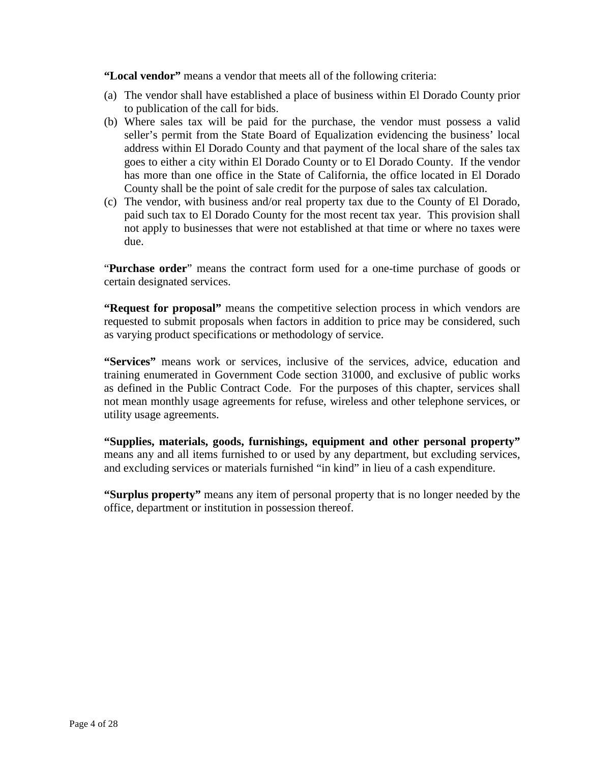**"Local vendor"** means a vendor that meets all of the following criteria:

(a) The vendor shall have established a place of business within El Dorado County prior to publication of the call for bids.

(b) Where sales tax will be paid for the purchase, the vendor must possess a valid seller's permit from the State Board of Equalization evidencing the business' local address within El Dorado County and that payment of the local share of the sales tax goes to either a city within El Dorado County or to El Dorado County. If the vendor has more than one office in the State of California, the office located in El Dorado County shall be the point of sale credit for the purpose of sales tax calculation.

(c) The vendor, with business and/or real property tax due to the County of El Dorado, paid such tax to El Dorado County for the most recent tax year. This provision shall not apply to businesses that were not established at that time or where no taxes were due.

"**Purchase order**" means the contract form used for a one-time purchase of goods or certain designated services.

**"Request for proposal"** means the competitive selection process in which vendors are requested to submit proposals when factors in addition to price may be considered, such as varying product specifications or methodology of service.

**"Services"** means work or services, inclusive of the services, advice, education and training enumerated in Government Code section 31000, and exclusive of public works as defined in the Public Contract Code. For the purposes of this chapter, services shall not mean monthly usage agreements for refuse, wireless and other telephone services, or utility usage agreements.

**"Supplies, materials, goods, furnishings, equipment and other personal property"** means any and all items furnished to or used by any department, but excluding services, and excluding services or materials furnished "in kind" in lieu of a cash expenditure.

**"Surplus property"** means any item of personal property that is no longer needed by the office, department or institution in possession thereof.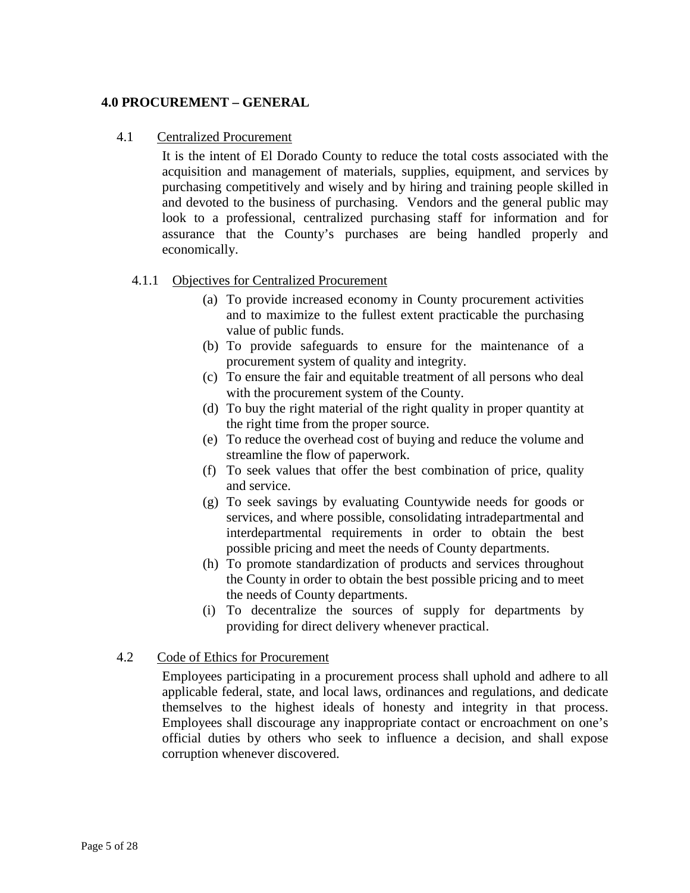## 4.0 PROCUREMENT – GENERAL

### 4.1 Centralized Procurement

It is the intent of El Dorado County to reduce the total costs associated with the acquisition and management of materials, supplies, equipment, and services by purchasing competitively and wisely and by hiring and training people skilled in and devoted to the business of purchasing. Vendors and the general public may look to a professional, centralized purchasing staff for information and for assurance that the County's purchases are being handled properly and economically.

#### 4.1.1 Objectives for Centralized Procurement

(a) To provide increased economy in County procurement activities and to maximize to the fullest extent practicable the purchasing value of public funds.

(b) To provide safeguards to ensure for the maintenance of a procurement system of quality and integrity.

(c) To ensure the fair and equitable treatment of all persons who deal with the procurement system of the County.

(d) To buy the right material of the right quality in proper quantity at the right time from the proper source.

(e) To reduce the overhead cost of buying and reduce the volume and streamline the flow of paperwork.

(f) To seek values that offer the best combination of price, quality and service.

(g) To seek savings by evaluating Countywide needs for goods or services, and where possible, consolidating intradepartmental and interdepartmental requirements in order to obtain the best possible pricing and meet the needs of County departments.

(h) To promote standardization of products and services throughout the County in order to obtain the best possible pricing and to meet the needs of County departments.

(i) To decentralize the sources of supply for departments by providing for direct delivery whenever practical.

### 4.2 Code of Ethics for Procurement

Employees participating in a procurement process shall uphold and adhere to all applicable federal, state, and local laws, ordinances and regulations, and dedicate themselves to the highest ideals of honesty and integrity in that process. Employees shall discourage any inappropriate contact or encroachment on one's official duties by others who seek to influence a decision, and shall expose corruption whenever discovered.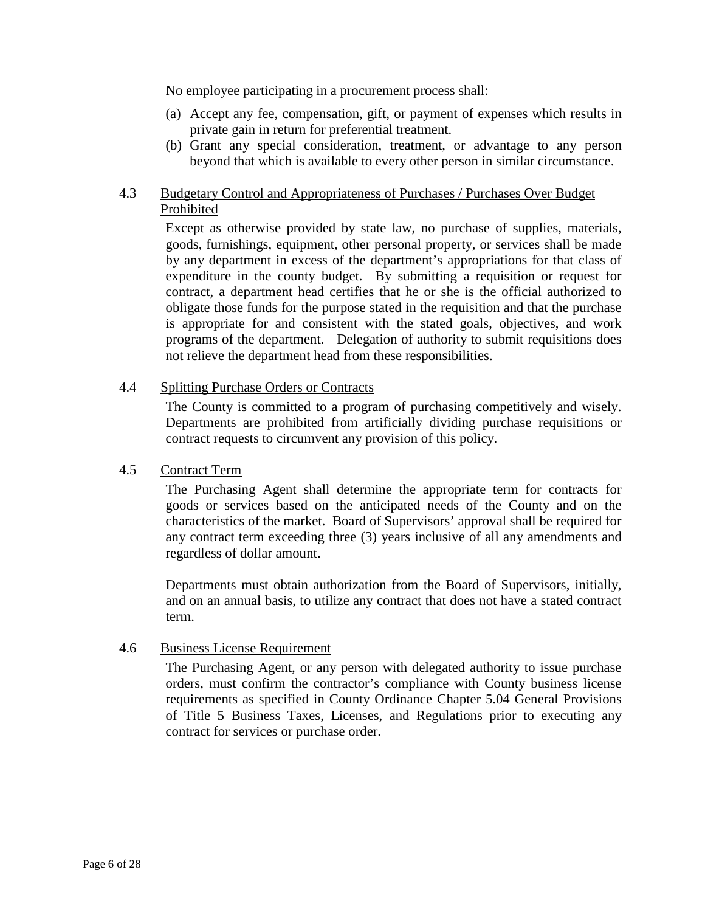No employee participating in a procurement process shall:

(a) Accept any fee, compensation, gift, or payment of expenses which results in private gain in return for preferential treatment.
(b) Grant any special consideration, treatment, or advantage to any person beyond that which is available to every other person in similar circumstance.

### 4.3 Budgetary Control and Appropriateness of Purchases / Purchases Over Budget Prohibited

Except as otherwise provided by state law, no purchase of supplies, materials, goods, furnishings, equipment, other personal property, or services shall be made by any department in excess of the department's appropriations for that class of expenditure in the county budget. By submitting a requisition or request for contract, a department head certifies that he or she is the official authorized to obligate those funds for the purpose stated in the requisition and that the purchase is appropriate for and consistent with the stated goals, objectives, and work programs of the department. Delegation of authority to submit requisitions does not relieve the department head from these responsibilities.

### 4.4 Splitting Purchase Orders or Contracts

The County is committed to a program of purchasing competitively and wisely. Departments are prohibited from artificially dividing purchase requisitions or contract requests to circumvent any provision of this policy.

### 4.5 Contract Term

The Purchasing Agent shall determine the appropriate term for contracts for goods or services based on the anticipated needs of the County and on the characteristics of the market. Board of Supervisors' approval shall be required for any contract term exceeding three (3) years inclusive of all any amendments and regardless of dollar amount.

Departments must obtain authorization from the Board of Supervisors, initially, and on an annual basis, to utilize any contract that does not have a stated contract term.

### 4.6 Business License Requirement

The Purchasing Agent, or any person with delegated authority to issue purchase orders, must confirm the contractor's compliance with County business license requirements as specified in County Ordinance Chapter 5.04 General Provisions of Title 5 Business Taxes, Licenses, and Regulations prior to executing any contract for services or purchase order.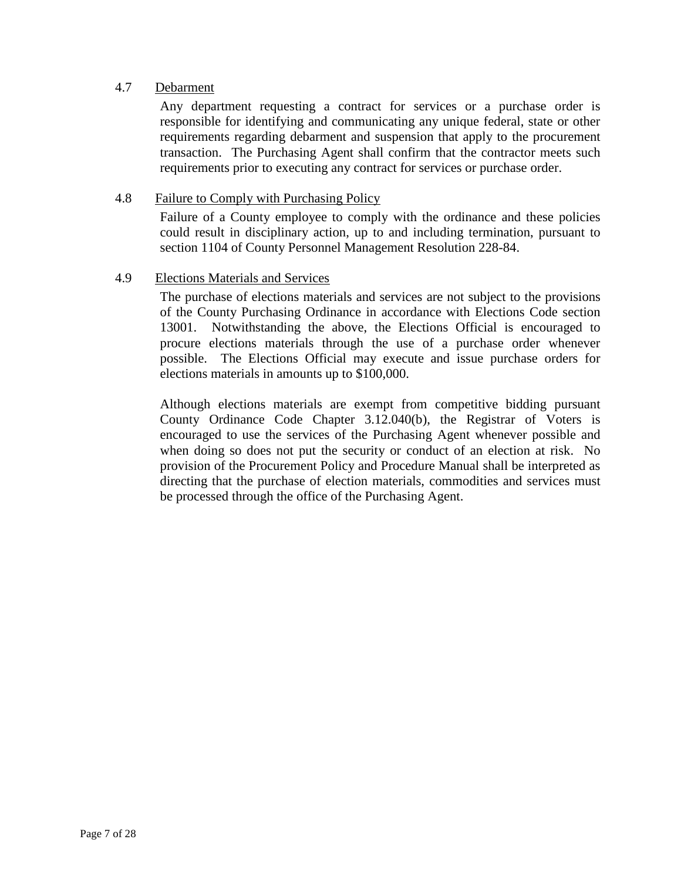### 4.7 Debarment

Any department requesting a contract for services or a purchase order is responsible for identifying and communicating any unique federal, state or other requirements regarding debarment and suspension that apply to the procurement transaction. The Purchasing Agent shall confirm that the contractor meets such requirements prior to executing any contract for services or purchase order.

### 4.8 Failure to Comply with Purchasing Policy

Failure of a County employee to comply with the ordinance and these policies could result in disciplinary action, up to and including termination, pursuant to section 1104 of County Personnel Management Resolution 228-84.

### 4.9 Elections Materials and Services

The purchase of elections materials and services are not subject to the provisions of the County Purchasing Ordinance in accordance with Elections Code section 13001. Notwithstanding the above, the Elections Official is encouraged to procure elections materials through the use of a purchase order whenever possible. The Elections Official may execute and issue purchase orders for elections materials in amounts up to $100,000.

Although elections materials are exempt from competitive bidding pursuant County Ordinance Code Chapter 3.12.040(b), the Registrar of Voters is encouraged to use the services of the Purchasing Agent whenever possible and when doing so does not put the security or conduct of an election at risk. No provision of the Procurement Policy and Procedure Manual shall be interpreted as directing that the purchase of election materials, commodities and services must be processed through the office of the Purchasing Agent.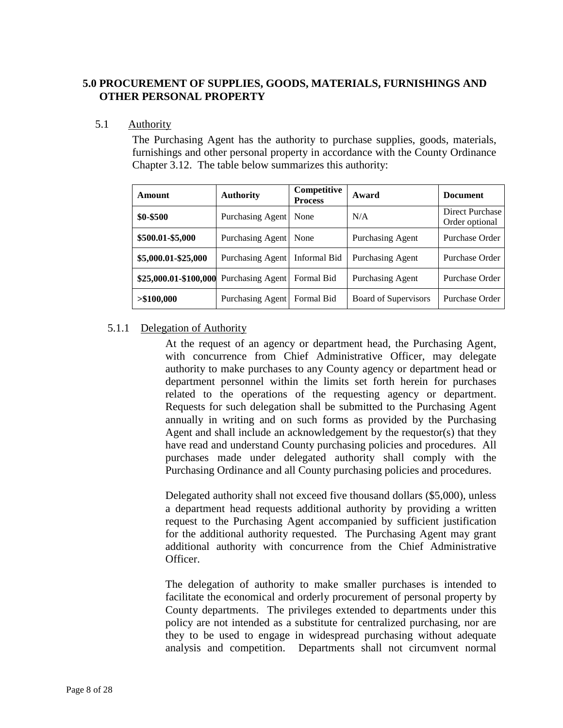## 5.0 PROCUREMENT OF SUPPLIES, GOODS, MATERIALS, FURNISHINGS AND OTHER PERSONAL PROPERTY

### 5.1 Authority

The Purchasing Agent has the authority to purchase supplies, goods, materials, furnishings and other personal property in accordance with the County Ordinance Chapter 3.12. The table below summarizes this authority:

| Amount | Authority | Competitive Process | Award | Document |
|---|---|---|---|---|
| **$0-$500** | Purchasing Agent | None | N/A | Direct Purchase Order optional |
| **$500.01-$5,000** | Purchasing Agent | None | Purchasing Agent | Purchase Order |
| **$5,000.01-$25,000** | Purchasing Agent | Informal Bid | Purchasing Agent | Purchase Order |
| **$25,000.01-$100,000** | Purchasing Agent | Formal Bid | Purchasing Agent | Purchase Order |
| **>$100,000** | Purchasing Agent | Formal Bid | Board of Supervisors | Purchase Order |

#### 5.1.1 Delegation of Authority

At the request of an agency or department head, the Purchasing Agent, with concurrence from Chief Administrative Officer, may delegate authority to make purchases to any County agency or department head or department personnel within the limits set forth herein for purchases related to the operations of the requesting agency or department. Requests for such delegation shall be submitted to the Purchasing Agent annually in writing and on such forms as provided by the Purchasing Agent and shall include an acknowledgement by the requestor(s) that they have read and understand County purchasing policies and procedures. All purchases made under delegated authority shall comply with the Purchasing Ordinance and all County purchasing policies and procedures.

Delegated authority shall not exceed five thousand dollars ($5,000), unless a department head requests additional authority by providing a written request to the Purchasing Agent accompanied by sufficient justification for the additional authority requested. The Purchasing Agent may grant additional authority with concurrence from the Chief Administrative Officer.

The delegation of authority to make smaller purchases is intended to facilitate the economical and orderly procurement of personal property by County departments. The privileges extended to departments under this policy are not intended as a substitute for centralized purchasing, nor are they to be used to engage in widespread purchasing without adequate analysis and competition. Departments shall not circumvent normal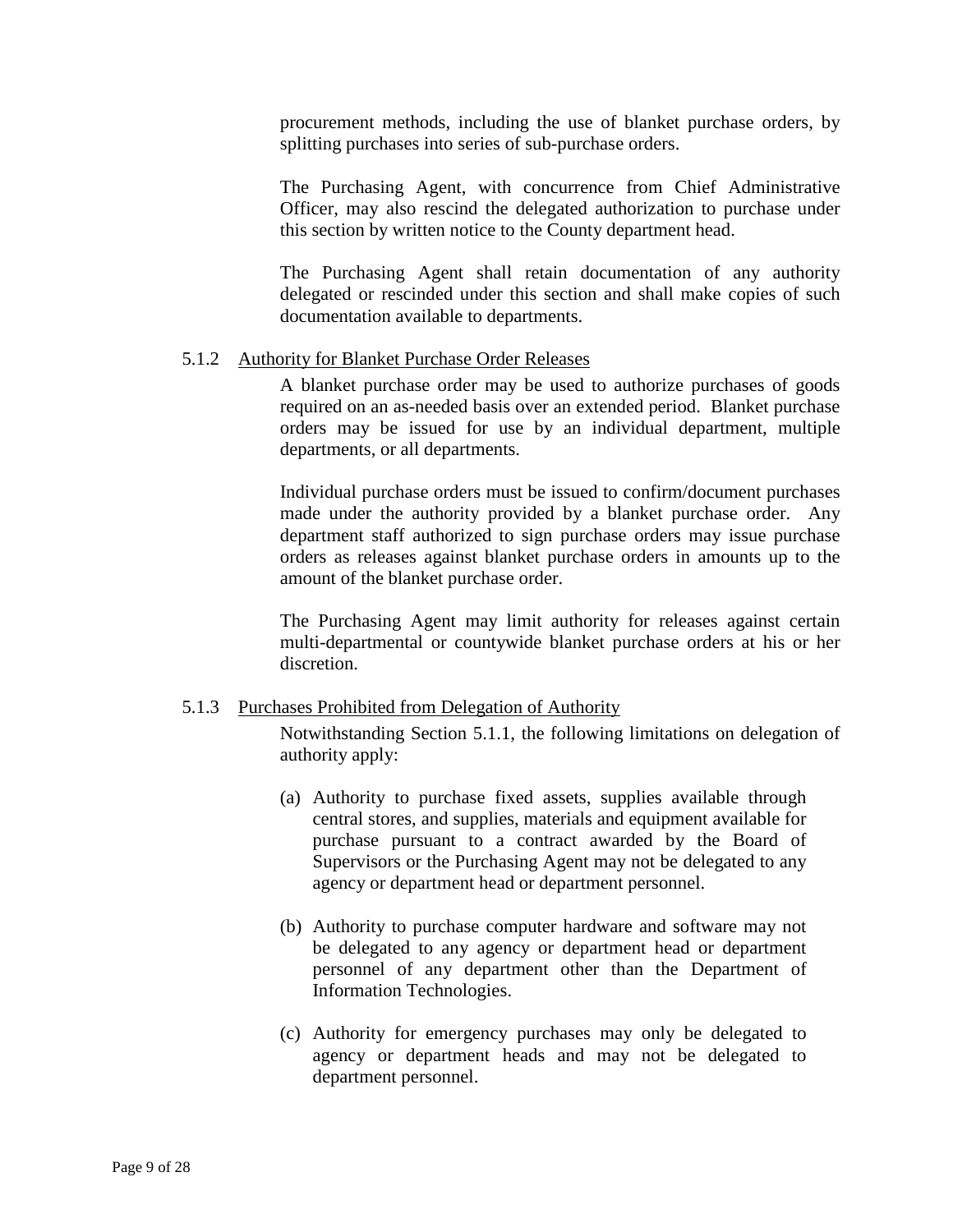procurement methods, including the use of blanket purchase orders, by splitting purchases into series of sub-purchase orders.

The Purchasing Agent, with concurrence from Chief Administrative Officer, may also rescind the delegated authorization to purchase under this section by written notice to the County department head.

The Purchasing Agent shall retain documentation of any authority delegated or rescinded under this section and shall make copies of such documentation available to departments.

5.1.2 Authority for Blanket Purchase Order Releases

A blanket purchase order may be used to authorize purchases of goods required on an as-needed basis over an extended period. Blanket purchase orders may be issued for use by an individual department, multiple departments, or all departments.

Individual purchase orders must be issued to confirm/document purchases made under the authority provided by a blanket purchase order. Any department staff authorized to sign purchase orders may issue purchase orders as releases against blanket purchase orders in amounts up to the amount of the blanket purchase order.

The Purchasing Agent may limit authority for releases against certain multi-departmental or countywide blanket purchase orders at his or her discretion.

5.1.3 Purchases Prohibited from Delegation of Authority

Notwithstanding Section 5.1.1, the following limitations on delegation of authority apply:

(a) Authority to purchase fixed assets, supplies available through central stores, and supplies, materials and equipment available for purchase pursuant to a contract awarded by the Board of Supervisors or the Purchasing Agent may not be delegated to any agency or department head or department personnel.

(b) Authority to purchase computer hardware and software may not be delegated to any agency or department head or department personnel of any department other than the Department of Information Technologies.

(c) Authority for emergency purchases may only be delegated to agency or department heads and may not be delegated to department personnel.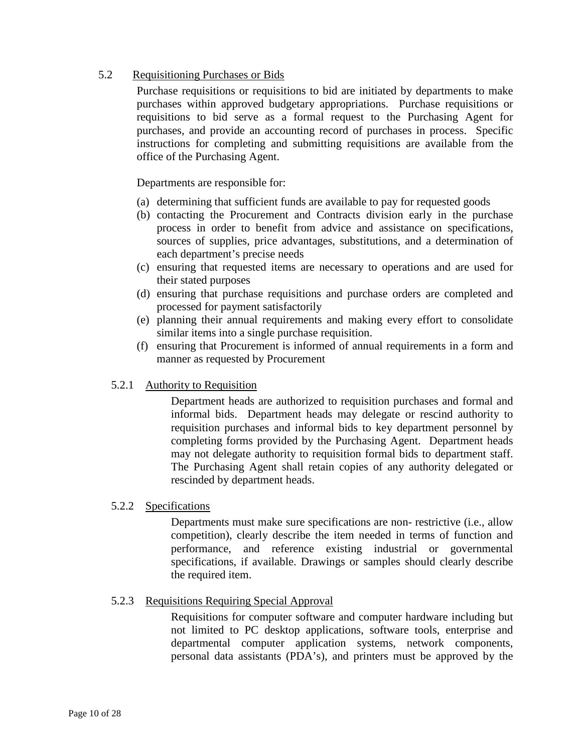## 5.2 Requisitioning Purchases or Bids

Purchase requisitions or requisitions to bid are initiated by departments to make purchases within approved budgetary appropriations. Purchase requisitions or requisitions to bid serve as a formal request to the Purchasing Agent for purchases, and provide an accounting record of purchases in process. Specific instructions for completing and submitting requisitions are available from the office of the Purchasing Agent.

Departments are responsible for:

(a) determining that sufficient funds are available to pay for requested goods
(b) contacting the Procurement and Contracts division early in the purchase process in order to benefit from advice and assistance on specifications, sources of supplies, price advantages, substitutions, and a determination of each department's precise needs
(c) ensuring that requested items are necessary to operations and are used for their stated purposes
(d) ensuring that purchase requisitions and purchase orders are completed and processed for payment satisfactorily
(e) planning their annual requirements and making every effort to consolidate similar items into a single purchase requisition.
(f) ensuring that Procurement is informed of annual requirements in a form and manner as requested by Procurement

### 5.2.1 Authority to Requisition

Department heads are authorized to requisition purchases and formal and informal bids. Department heads may delegate or rescind authority to requisition purchases and informal bids to key department personnel by completing forms provided by the Purchasing Agent. Department heads may not delegate authority to requisition formal bids to department staff. The Purchasing Agent shall retain copies of any authority delegated or rescinded by department heads.

### 5.2.2 Specifications

Departments must make sure specifications are non- restrictive (i.e., allow competition), clearly describe the item needed in terms of function and performance, and reference existing industrial or governmental specifications, if available. Drawings or samples should clearly describe the required item.

### 5.2.3 Requisitions Requiring Special Approval

Requisitions for computer software and computer hardware including but not limited to PC desktop applications, software tools, enterprise and departmental computer application systems, network components, personal data assistants (PDA's), and printers must be approved by the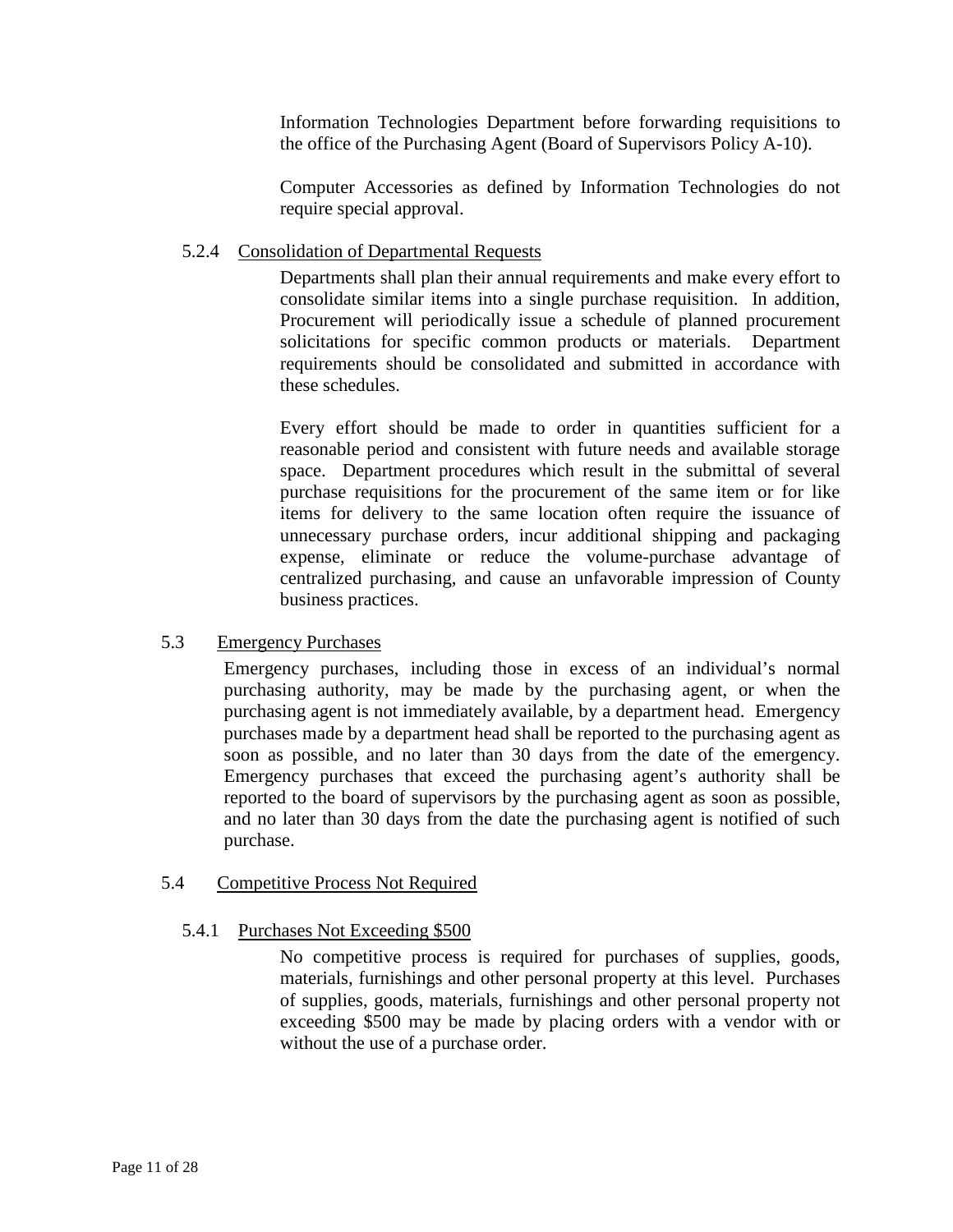Information Technologies Department before forwarding requisitions to the office of the Purchasing Agent (Board of Supervisors Policy A-10).

Computer Accessories as defined by Information Technologies do not require special approval.

#### 5.2.4 Consolidation of Departmental Requests

Departments shall plan their annual requirements and make every effort to consolidate similar items into a single purchase requisition. In addition, Procurement will periodically issue a schedule of planned procurement solicitations for specific common products or materials. Department requirements should be consolidated and submitted in accordance with these schedules.

Every effort should be made to order in quantities sufficient for a reasonable period and consistent with future needs and available storage space. Department procedures which result in the submittal of several purchase requisitions for the procurement of the same item or for like items for delivery to the same location often require the issuance of unnecessary purchase orders, incur additional shipping and packaging expense, eliminate or reduce the volume-purchase advantage of centralized purchasing, and cause an unfavorable impression of County business practices.

### 5.3 Emergency Purchases

Emergency purchases, including those in excess of an individual's normal purchasing authority, may be made by the purchasing agent, or when the purchasing agent is not immediately available, by a department head. Emergency purchases made by a department head shall be reported to the purchasing agent as soon as possible, and no later than 30 days from the date of the emergency. Emergency purchases that exceed the purchasing agent's authority shall be reported to the board of supervisors by the purchasing agent as soon as possible, and no later than 30 days from the date the purchasing agent is notified of such purchase.

### 5.4 Competitive Process Not Required

#### 5.4.1 Purchases Not Exceeding $500

No competitive process is required for purchases of supplies, goods, materials, furnishings and other personal property at this level. Purchases of supplies, goods, materials, furnishings and other personal property not exceeding $500 may be made by placing orders with a vendor with or without the use of a purchase order.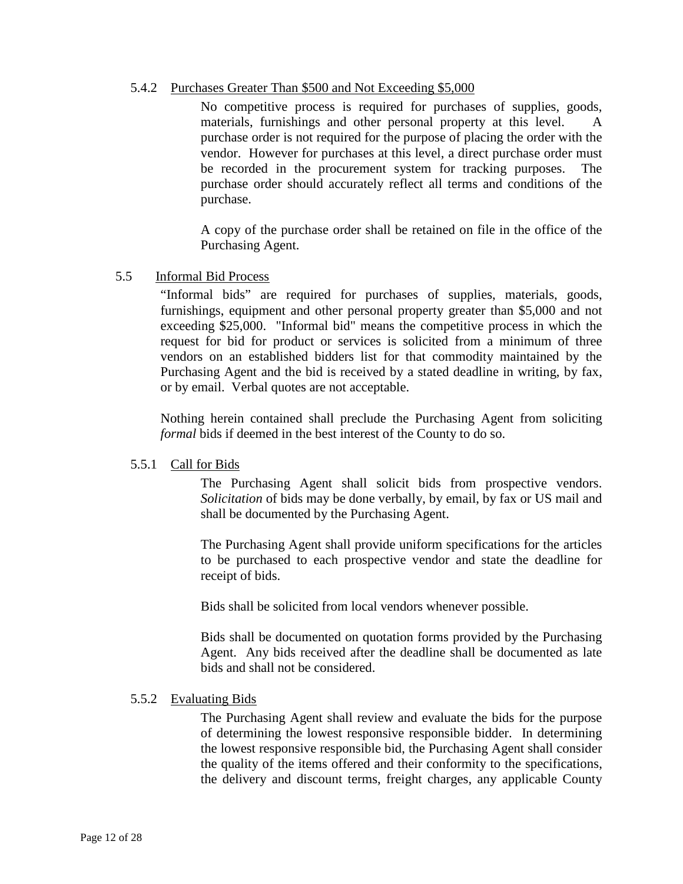#### 5.4.2 Purchases Greater Than $500 and Not Exceeding $5,000

No competitive process is required for purchases of supplies, goods, materials, furnishings and other personal property at this level. A purchase order is not required for the purpose of placing the order with the vendor. However for purchases at this level, a direct purchase order must be recorded in the procurement system for tracking purposes. The purchase order should accurately reflect all terms and conditions of the purchase.

A copy of the purchase order shall be retained on file in the office of the Purchasing Agent.

### 5.5 Informal Bid Process

"Informal bids" are required for purchases of supplies, materials, goods, furnishings, equipment and other personal property greater than $5,000 and not exceeding $25,000. "Informal bid" means the competitive process in which the request for bid for product or services is solicited from a minimum of three vendors on an established bidders list for that commodity maintained by the Purchasing Agent and the bid is received by a stated deadline in writing, by fax, or by email. Verbal quotes are not acceptable.

Nothing herein contained shall preclude the Purchasing Agent from soliciting *formal* bids if deemed in the best interest of the County to do so.

#### 5.5.1 Call for Bids

The Purchasing Agent shall solicit bids from prospective vendors. *Solicitation* of bids may be done verbally, by email, by fax or US mail and shall be documented by the Purchasing Agent.

The Purchasing Agent shall provide uniform specifications for the articles to be purchased to each prospective vendor and state the deadline for receipt of bids.

Bids shall be solicited from local vendors whenever possible.

Bids shall be documented on quotation forms provided by the Purchasing Agent. Any bids received after the deadline shall be documented as late bids and shall not be considered.

#### 5.5.2 Evaluating Bids

The Purchasing Agent shall review and evaluate the bids for the purpose of determining the lowest responsive responsible bidder. In determining the lowest responsive responsible bid, the Purchasing Agent shall consider the quality of the items offered and their conformity to the specifications, the delivery and discount terms, freight charges, any applicable County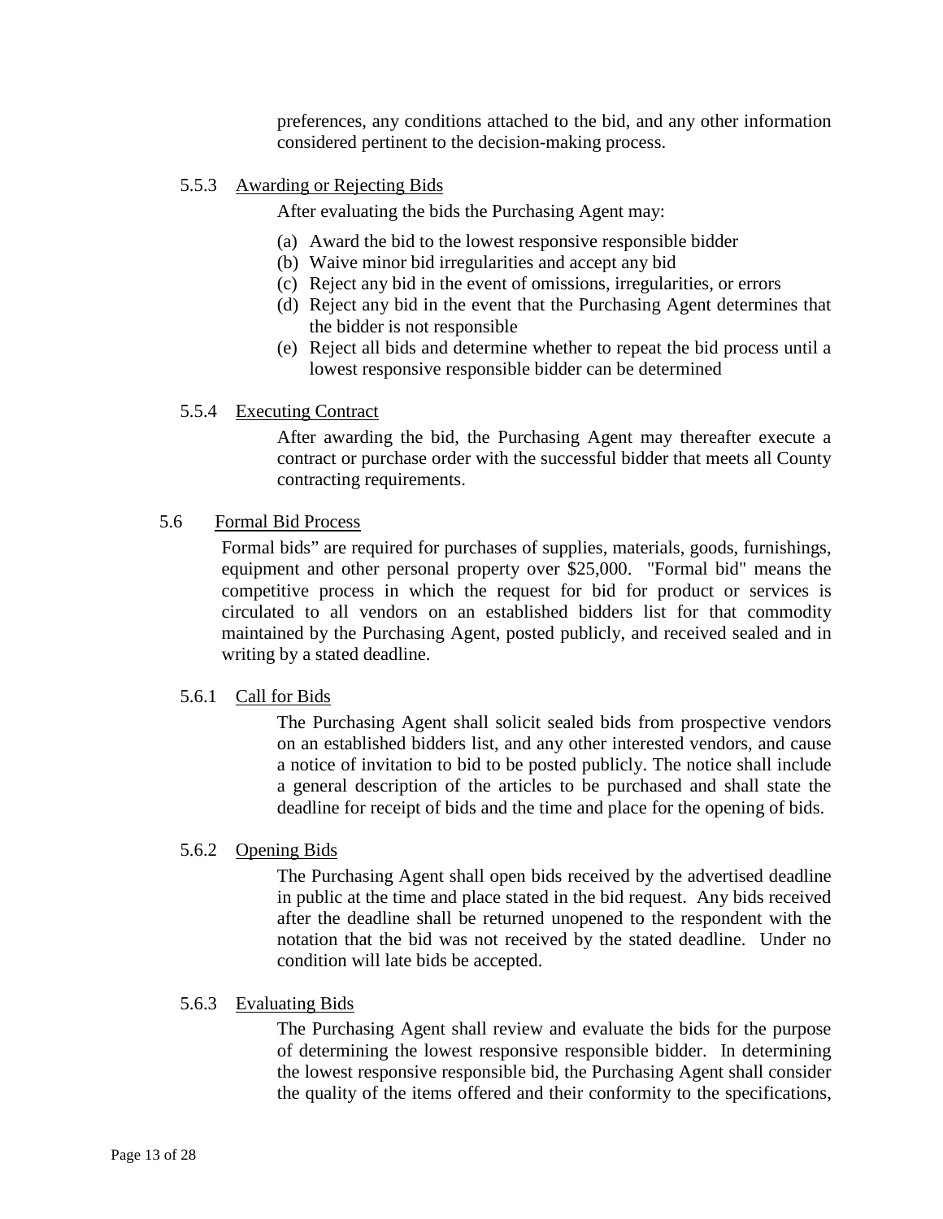preferences, any conditions attached to the bid, and any other information considered pertinent to the decision-making process.

#### 5.5.3 Awarding or Rejecting Bids

After evaluating the bids the Purchasing Agent may:

(a) Award the bid to the lowest responsive responsible bidder
(b) Waive minor bid irregularities and accept any bid
(c) Reject any bid in the event of omissions, irregularities, or errors
(d) Reject any bid in the event that the Purchasing Agent determines that the bidder is not responsible
(e) Reject all bids and determine whether to repeat the bid process until a lowest responsive responsible bidder can be determined

#### 5.5.4 Executing Contract

After awarding the bid, the Purchasing Agent may thereafter execute a contract or purchase order with the successful bidder that meets all County contracting requirements.

### 5.6 Formal Bid Process

Formal bids" are required for purchases of supplies, materials, goods, furnishings, equipment and other personal property over $25,000. "Formal bid" means the competitive process in which the request for bid for product or services is circulated to all vendors on an established bidders list for that commodity maintained by the Purchasing Agent, posted publicly, and received sealed and in writing by a stated deadline.

#### 5.6.1 Call for Bids

The Purchasing Agent shall solicit sealed bids from prospective vendors on an established bidders list, and any other interested vendors, and cause a notice of invitation to bid to be posted publicly. The notice shall include a general description of the articles to be purchased and shall state the deadline for receipt of bids and the time and place for the opening of bids.

#### 5.6.2 Opening Bids

The Purchasing Agent shall open bids received by the advertised deadline in public at the time and place stated in the bid request. Any bids received after the deadline shall be returned unopened to the respondent with the notation that the bid was not received by the stated deadline. Under no condition will late bids be accepted.

#### 5.6.3 Evaluating Bids

The Purchasing Agent shall review and evaluate the bids for the purpose of determining the lowest responsive responsible bidder. In determining the lowest responsive responsible bid, the Purchasing Agent shall consider the quality of the items offered and their conformity to the specifications,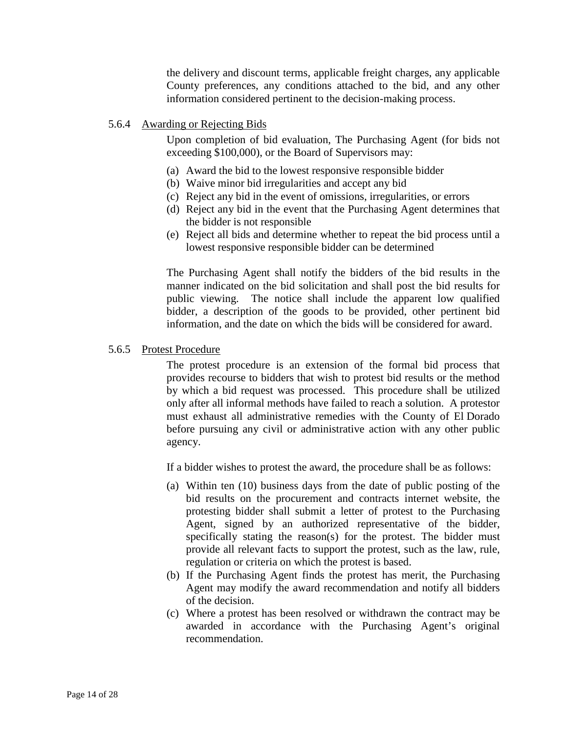the delivery and discount terms, applicable freight charges, any applicable County preferences, any conditions attached to the bid, and any other information considered pertinent to the decision-making process.

### 5.6.4 Awarding or Rejecting Bids

Upon completion of bid evaluation, The Purchasing Agent (for bids not exceeding $100,000), or the Board of Supervisors may:

(a) Award the bid to the lowest responsive responsible bidder
(b) Waive minor bid irregularities and accept any bid
(c) Reject any bid in the event of omissions, irregularities, or errors
(d) Reject any bid in the event that the Purchasing Agent determines that the bidder is not responsible
(e) Reject all bids and determine whether to repeat the bid process until a lowest responsive responsible bidder can be determined

The Purchasing Agent shall notify the bidders of the bid results in the manner indicated on the bid solicitation and shall post the bid results for public viewing. The notice shall include the apparent low qualified bidder, a description of the goods to be provided, other pertinent bid information, and the date on which the bids will be considered for award.

### 5.6.5 Protest Procedure

The protest procedure is an extension of the formal bid process that provides recourse to bidders that wish to protest bid results or the method by which a bid request was processed. This procedure shall be utilized only after all informal methods have failed to reach a solution. A protestor must exhaust all administrative remedies with the County of El Dorado before pursuing any civil or administrative action with any other public agency.

If a bidder wishes to protest the award, the procedure shall be as follows:

(a) Within ten (10) business days from the date of public posting of the bid results on the procurement and contracts internet website, the protesting bidder shall submit a letter of protest to the Purchasing Agent, signed by an authorized representative of the bidder, specifically stating the reason(s) for the protest. The bidder must provide all relevant facts to support the protest, such as the law, rule, regulation or criteria on which the protest is based.
(b) If the Purchasing Agent finds the protest has merit, the Purchasing Agent may modify the award recommendation and notify all bidders of the decision.
(c) Where a protest has been resolved or withdrawn the contract may be awarded in accordance with the Purchasing Agent's original recommendation.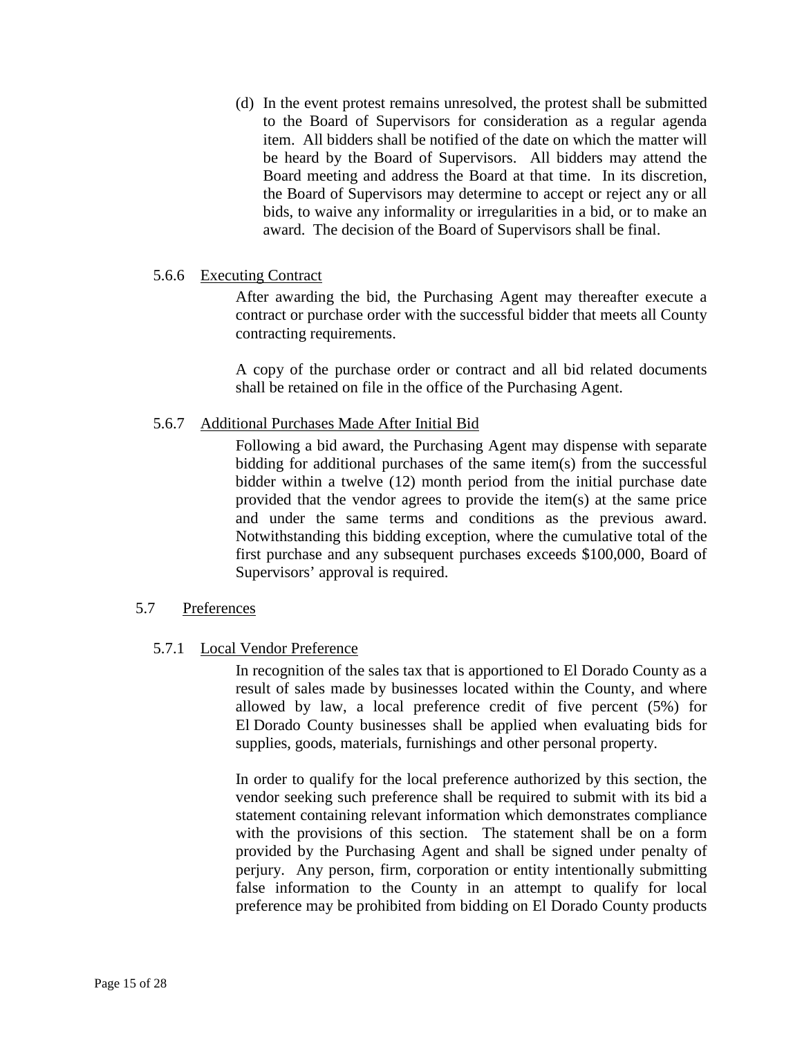(d) In the event protest remains unresolved, the protest shall be submitted to the Board of Supervisors for consideration as a regular agenda item. All bidders shall be notified of the date on which the matter will be heard by the Board of Supervisors. All bidders may attend the Board meeting and address the Board at that time. In its discretion, the Board of Supervisors may determine to accept or reject any or all bids, to waive any informality or irregularities in a bid, or to make an award. The decision of the Board of Supervisors shall be final.

#### 5.6.6 Executing Contract

After awarding the bid, the Purchasing Agent may thereafter execute a contract or purchase order with the successful bidder that meets all County contracting requirements.

A copy of the purchase order or contract and all bid related documents shall be retained on file in the office of the Purchasing Agent.

#### 5.6.7 Additional Purchases Made After Initial Bid

Following a bid award, the Purchasing Agent may dispense with separate bidding for additional purchases of the same item(s) from the successful bidder within a twelve (12) month period from the initial purchase date provided that the vendor agrees to provide the item(s) at the same price and under the same terms and conditions as the previous award. Notwithstanding this bidding exception, where the cumulative total of the first purchase and any subsequent purchases exceeds $100,000, Board of Supervisors' approval is required.

### 5.7 Preferences

#### 5.7.1 Local Vendor Preference

In recognition of the sales tax that is apportioned to El Dorado County as a result of sales made by businesses located within the County, and where allowed by law, a local preference credit of five percent (5%) for El Dorado County businesses shall be applied when evaluating bids for supplies, goods, materials, furnishings and other personal property.

In order to qualify for the local preference authorized by this section, the vendor seeking such preference shall be required to submit with its bid a statement containing relevant information which demonstrates compliance with the provisions of this section. The statement shall be on a form provided by the Purchasing Agent and shall be signed under penalty of perjury. Any person, firm, corporation or entity intentionally submitting false information to the County in an attempt to qualify for local preference may be prohibited from bidding on El Dorado County products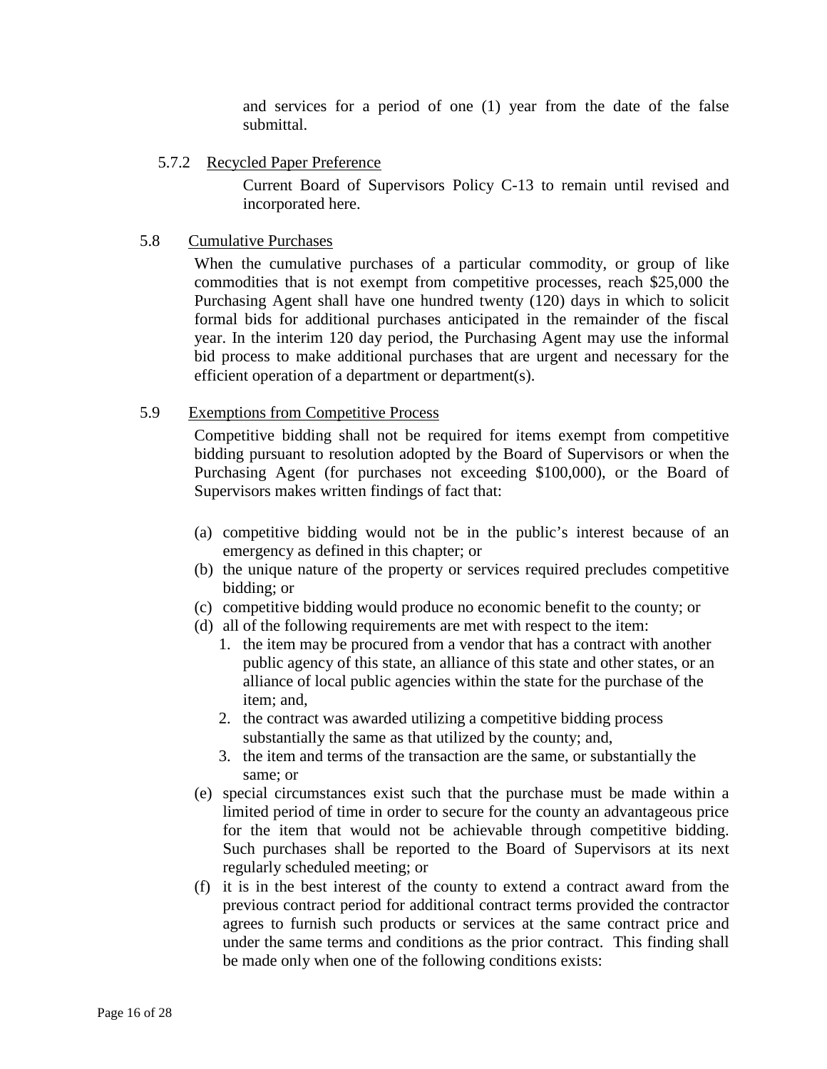and services for a period of one (1) year from the date of the false submittal.

### 5.7.2 Recycled Paper Preference

Current Board of Supervisors Policy C-13 to remain until revised and incorporated here.

## 5.8 Cumulative Purchases

When the cumulative purchases of a particular commodity, or group of like commodities that is not exempt from competitive processes, reach $25,000 the Purchasing Agent shall have one hundred twenty (120) days in which to solicit formal bids for additional purchases anticipated in the remainder of the fiscal year. In the interim 120 day period, the Purchasing Agent may use the informal bid process to make additional purchases that are urgent and necessary for the efficient operation of a department or department(s).

## 5.9 Exemptions from Competitive Process

Competitive bidding shall not be required for items exempt from competitive bidding pursuant to resolution adopted by the Board of Supervisors or when the Purchasing Agent (for purchases not exceeding $100,000), or the Board of Supervisors makes written findings of fact that:

(a) competitive bidding would not be in the public's interest because of an emergency as defined in this chapter; or

(b) the unique nature of the property or services required precludes competitive bidding; or

(c) competitive bidding would produce no economic benefit to the county; or

(d) all of the following requirements are met with respect to the item:

1. the item may be procured from a vendor that has a contract with another public agency of this state, an alliance of this state and other states, or an alliance of local public agencies within the state for the purchase of the item; and,
2. the contract was awarded utilizing a competitive bidding process substantially the same as that utilized by the county; and,
3. the item and terms of the transaction are the same, or substantially the same; or

(e) special circumstances exist such that the purchase must be made within a limited period of time in order to secure for the county an advantageous price for the item that would not be achievable through competitive bidding. Such purchases shall be reported to the Board of Supervisors at its next regularly scheduled meeting; or

(f) it is in the best interest of the county to extend a contract award from the previous contract period for additional contract terms provided the contractor agrees to furnish such products or services at the same contract price and under the same terms and conditions as the prior contract. This finding shall be made only when one of the following conditions exists: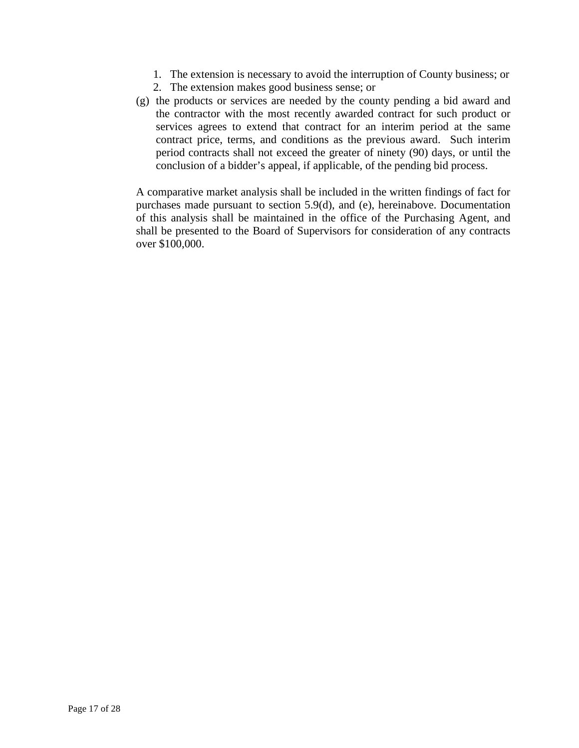1. The extension is necessary to avoid the interruption of County business; or
2. The extension makes good business sense; or

(g) the products or services are needed by the county pending a bid award and the contractor with the most recently awarded contract for such product or services agrees to extend that contract for an interim period at the same contract price, terms, and conditions as the previous award. Such interim period contracts shall not exceed the greater of ninety (90) days, or until the conclusion of a bidder's appeal, if applicable, of the pending bid process.

A comparative market analysis shall be included in the written findings of fact for purchases made pursuant to section 5.9(d), and (e), hereinabove. Documentation of this analysis shall be maintained in the office of the Purchasing Agent, and shall be presented to the Board of Supervisors for consideration of any contracts over $100,000.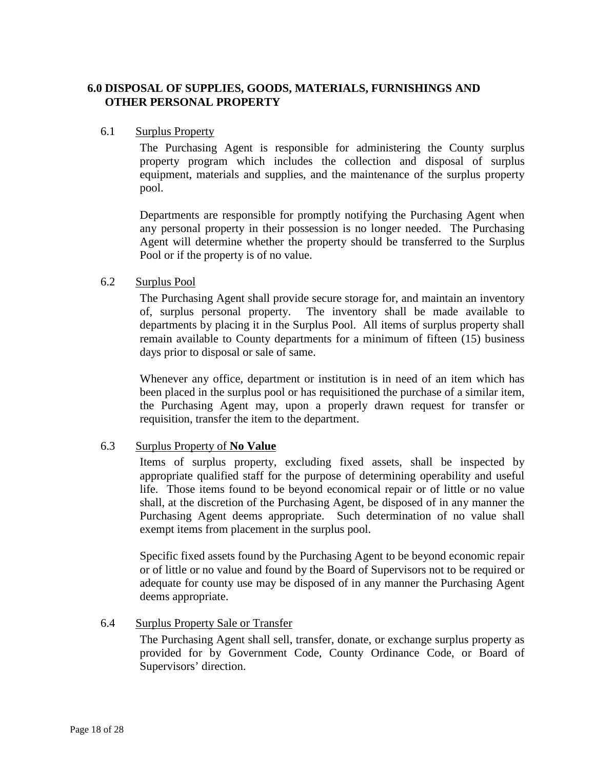## 6.0 DISPOSAL OF SUPPLIES, GOODS, MATERIALS, FURNISHINGS AND OTHER PERSONAL PROPERTY

### 6.1 Surplus Property

The Purchasing Agent is responsible for administering the County surplus property program which includes the collection and disposal of surplus equipment, materials and supplies, and the maintenance of the surplus property pool.

Departments are responsible for promptly notifying the Purchasing Agent when any personal property in their possession is no longer needed. The Purchasing Agent will determine whether the property should be transferred to the Surplus Pool or if the property is of no value.

### 6.2 Surplus Pool

The Purchasing Agent shall provide secure storage for, and maintain an inventory of, surplus personal property. The inventory shall be made available to departments by placing it in the Surplus Pool. All items of surplus property shall remain available to County departments for a minimum of fifteen (15) business days prior to disposal or sale of same.

Whenever any office, department or institution is in need of an item which has been placed in the surplus pool or has requisitioned the purchase of a similar item, the Purchasing Agent may, upon a properly drawn request for transfer or requisition, transfer the item to the department.

### 6.3 Surplus Property of **No Value**

Items of surplus property, excluding fixed assets, shall be inspected by appropriate qualified staff for the purpose of determining operability and useful life. Those items found to be beyond economical repair or of little or no value shall, at the discretion of the Purchasing Agent, be disposed of in any manner the Purchasing Agent deems appropriate. Such determination of no value shall exempt items from placement in the surplus pool.

Specific fixed assets found by the Purchasing Agent to be beyond economic repair or of little or no value and found by the Board of Supervisors not to be required or adequate for county use may be disposed of in any manner the Purchasing Agent deems appropriate.

### 6.4 Surplus Property Sale or Transfer

The Purchasing Agent shall sell, transfer, donate, or exchange surplus property as provided for by Government Code, County Ordinance Code, or Board of Supervisors' direction.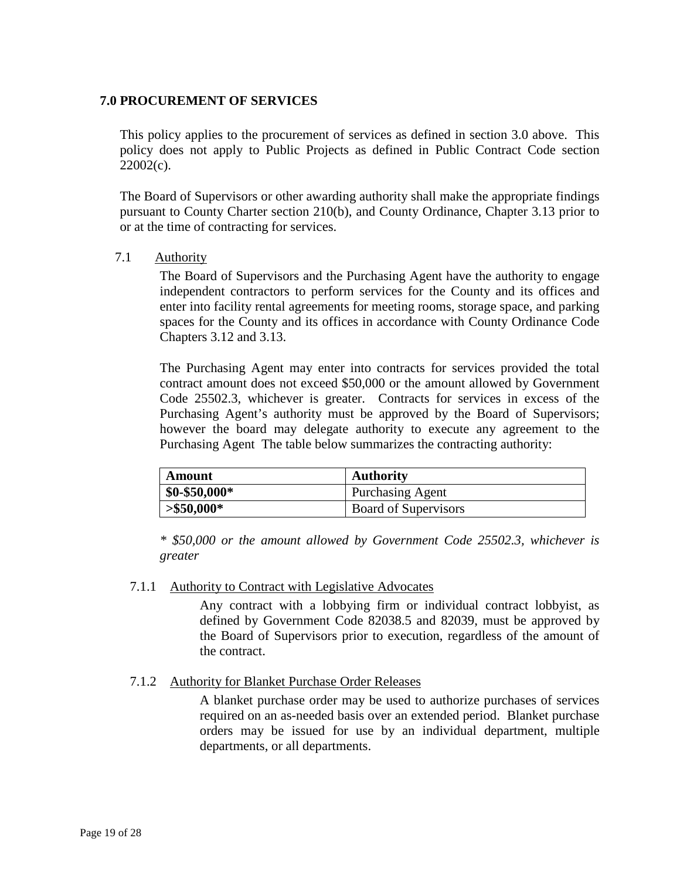## 7.0 PROCUREMENT OF SERVICES

This policy applies to the procurement of services as defined in section 3.0 above. This policy does not apply to Public Projects as defined in Public Contract Code section 22002(c).

The Board of Supervisors or other awarding authority shall make the appropriate findings pursuant to County Charter section 210(b), and County Ordinance, Chapter 3.13 prior to or at the time of contracting for services.

### 7.1 Authority

The Board of Supervisors and the Purchasing Agent have the authority to engage independent contractors to perform services for the County and its offices and enter into facility rental agreements for meeting rooms, storage space, and parking spaces for the County and its offices in accordance with County Ordinance Code Chapters 3.12 and 3.13.

The Purchasing Agent may enter into contracts for services provided the total contract amount does not exceed $50,000 or the amount allowed by Government Code 25502.3, whichever is greater. Contracts for services in excess of the Purchasing Agent's authority must be approved by the Board of Supervisors; however the board may delegate authority to execute any agreement to the Purchasing Agent The table below summarizes the contracting authority:

| Amount | Authority |
|---|---|
| **$0-$50,000*** | Purchasing Agent |
| **>$50,000*** | Board of Supervisors |

*\* $50,000 or the amount allowed by Government Code 25502.3, whichever is greater*

#### 7.1.1 Authority to Contract with Legislative Advocates

Any contract with a lobbying firm or individual contract lobbyist, as defined by Government Code 82038.5 and 82039, must be approved by the Board of Supervisors prior to execution, regardless of the amount of the contract.

#### 7.1.2 Authority for Blanket Purchase Order Releases

A blanket purchase order may be used to authorize purchases of services required on an as-needed basis over an extended period. Blanket purchase orders may be issued for use by an individual department, multiple departments, or all departments.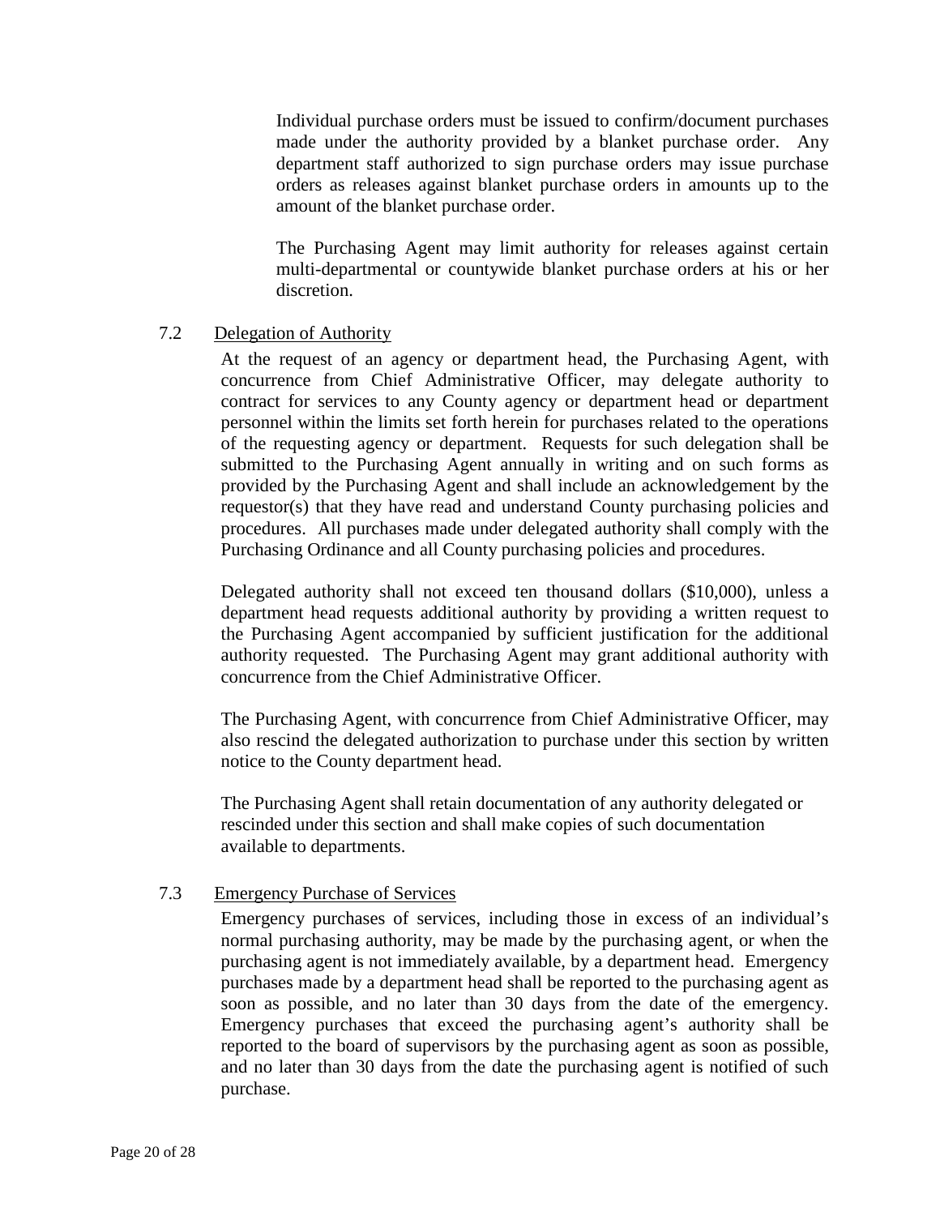Individual purchase orders must be issued to confirm/document purchases made under the authority provided by a blanket purchase order. Any department staff authorized to sign purchase orders may issue purchase orders as releases against blanket purchase orders in amounts up to the amount of the blanket purchase order.

The Purchasing Agent may limit authority for releases against certain multi-departmental or countywide blanket purchase orders at his or her discretion.

### 7.2 Delegation of Authority

At the request of an agency or department head, the Purchasing Agent, with concurrence from Chief Administrative Officer, may delegate authority to contract for services to any County agency or department head or department personnel within the limits set forth herein for purchases related to the operations of the requesting agency or department. Requests for such delegation shall be submitted to the Purchasing Agent annually in writing and on such forms as provided by the Purchasing Agent and shall include an acknowledgement by the requestor(s) that they have read and understand County purchasing policies and procedures. All purchases made under delegated authority shall comply with the Purchasing Ordinance and all County purchasing policies and procedures.

Delegated authority shall not exceed ten thousand dollars ($10,000), unless a department head requests additional authority by providing a written request to the Purchasing Agent accompanied by sufficient justification for the additional authority requested. The Purchasing Agent may grant additional authority with concurrence from the Chief Administrative Officer.

The Purchasing Agent, with concurrence from Chief Administrative Officer, may also rescind the delegated authorization to purchase under this section by written notice to the County department head.

The Purchasing Agent shall retain documentation of any authority delegated or rescinded under this section and shall make copies of such documentation available to departments.

### 7.3 Emergency Purchase of Services

Emergency purchases of services, including those in excess of an individual's normal purchasing authority, may be made by the purchasing agent, or when the purchasing agent is not immediately available, by a department head. Emergency purchases made by a department head shall be reported to the purchasing agent as soon as possible, and no later than 30 days from the date of the emergency. Emergency purchases that exceed the purchasing agent's authority shall be reported to the board of supervisors by the purchasing agent as soon as possible, and no later than 30 days from the date the purchasing agent is notified of such purchase.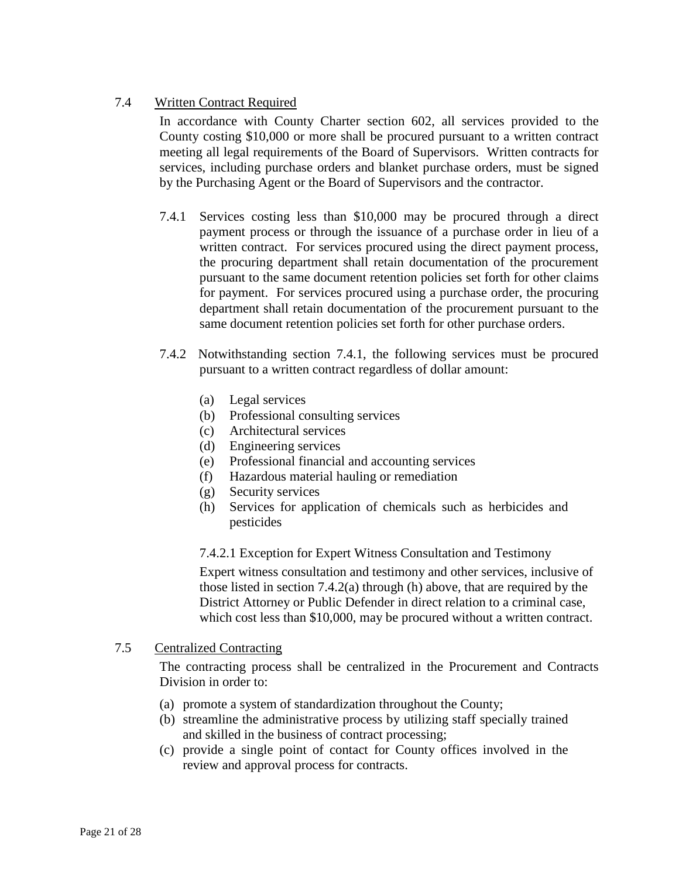### 7.4 Written Contract Required

In accordance with County Charter section 602, all services provided to the County costing $10,000 or more shall be procured pursuant to a written contract meeting all legal requirements of the Board of Supervisors. Written contracts for services, including purchase orders and blanket purchase orders, must be signed by the Purchasing Agent or the Board of Supervisors and the contractor.

7.4.1 Services costing less than $10,000 may be procured through a direct payment process or through the issuance of a purchase order in lieu of a written contract. For services procured using the direct payment process, the procuring department shall retain documentation of the procurement pursuant to the same document retention policies set forth for other claims for payment. For services procured using a purchase order, the procuring department shall retain documentation of the procurement pursuant to the same document retention policies set forth for other purchase orders.

7.4.2 Notwithstanding section 7.4.1, the following services must be procured pursuant to a written contract regardless of dollar amount:

- (a) Legal services
- (b) Professional consulting services
- (c) Architectural services
- (d) Engineering services
- (e) Professional financial and accounting services
- (f) Hazardous material hauling or remediation
- (g) Security services
- (h) Services for application of chemicals such as herbicides and pesticides

7.4.2.1 Exception for Expert Witness Consultation and Testimony

Expert witness consultation and testimony and other services, inclusive of those listed in section 7.4.2(a) through (h) above, that are required by the District Attorney or Public Defender in direct relation to a criminal case, which cost less than $10,000, may be procured without a written contract.

### 7.5 Centralized Contracting

The contracting process shall be centralized in the Procurement and Contracts Division in order to:

- (a) promote a system of standardization throughout the County;
- (b) streamline the administrative process by utilizing staff specially trained and skilled in the business of contract processing;
- (c) provide a single point of contact for County offices involved in the review and approval process for contracts.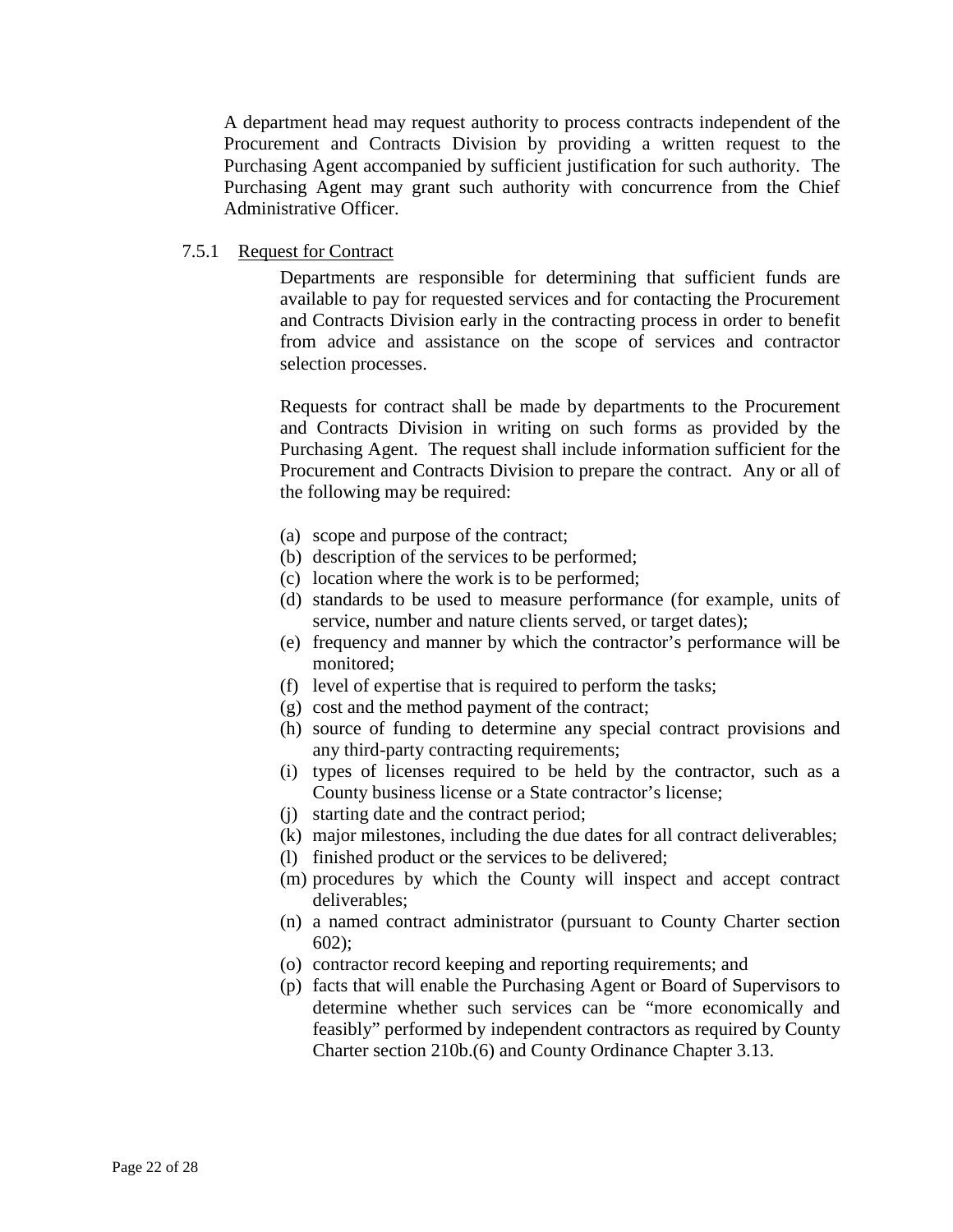A department head may request authority to process contracts independent of the Procurement and Contracts Division by providing a written request to the Purchasing Agent accompanied by sufficient justification for such authority. The Purchasing Agent may grant such authority with concurrence from the Chief Administrative Officer.

#### 7.5.1 Request for Contract

Departments are responsible for determining that sufficient funds are available to pay for requested services and for contacting the Procurement and Contracts Division early in the contracting process in order to benefit from advice and assistance on the scope of services and contractor selection processes.

Requests for contract shall be made by departments to the Procurement and Contracts Division in writing on such forms as provided by the Purchasing Agent. The request shall include information sufficient for the Procurement and Contracts Division to prepare the contract. Any or all of the following may be required:

(a) scope and purpose of the contract;
(b) description of the services to be performed;
(c) location where the work is to be performed;
(d) standards to be used to measure performance (for example, units of service, number and nature clients served, or target dates);
(e) frequency and manner by which the contractor's performance will be monitored;
(f) level of expertise that is required to perform the tasks;
(g) cost and the method payment of the contract;
(h) source of funding to determine any special contract provisions and any third-party contracting requirements;
(i) types of licenses required to be held by the contractor, such as a County business license or a State contractor's license;
(j) starting date and the contract period;
(k) major milestones, including the due dates for all contract deliverables;
(l) finished product or the services to be delivered;
(m) procedures by which the County will inspect and accept contract deliverables;
(n) a named contract administrator (pursuant to County Charter section 602);
(o) contractor record keeping and reporting requirements; and
(p) facts that will enable the Purchasing Agent or Board of Supervisors to determine whether such services can be "more economically and feasibly" performed by independent contractors as required by County Charter section 210b.(6) and County Ordinance Chapter 3.13.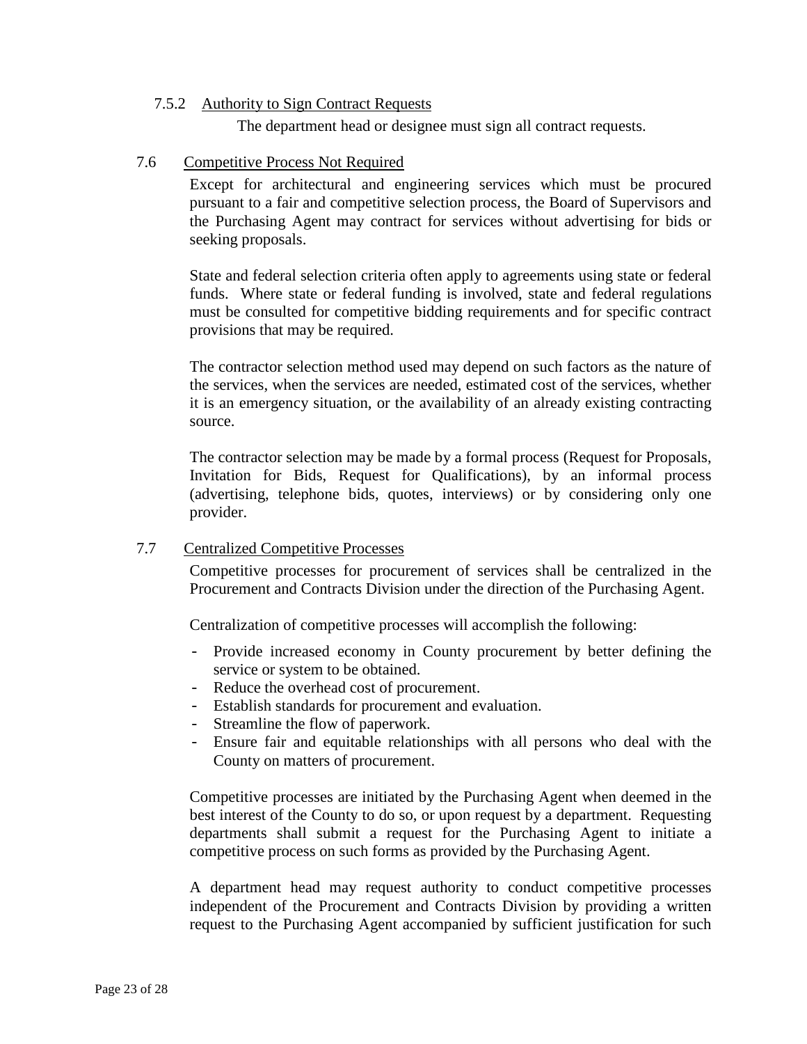#### 7.5.2 Authority to Sign Contract Requests

The department head or designee must sign all contract requests.

### 7.6 Competitive Process Not Required

Except for architectural and engineering services which must be procured pursuant to a fair and competitive selection process, the Board of Supervisors and the Purchasing Agent may contract for services without advertising for bids or seeking proposals.

State and federal selection criteria often apply to agreements using state or federal funds. Where state or federal funding is involved, state and federal regulations must be consulted for competitive bidding requirements and for specific contract provisions that may be required.

The contractor selection method used may depend on such factors as the nature of the services, when the services are needed, estimated cost of the services, whether it is an emergency situation, or the availability of an already existing contracting source.

The contractor selection may be made by a formal process (Request for Proposals, Invitation for Bids, Request for Qualifications), by an informal process (advertising, telephone bids, quotes, interviews) or by considering only one provider.

### 7.7 Centralized Competitive Processes

Competitive processes for procurement of services shall be centralized in the Procurement and Contracts Division under the direction of the Purchasing Agent.

Centralization of competitive processes will accomplish the following:

- Provide increased economy in County procurement by better defining the service or system to be obtained.
- Reduce the overhead cost of procurement.
- Establish standards for procurement and evaluation.
- Streamline the flow of paperwork.
- Ensure fair and equitable relationships with all persons who deal with the County on matters of procurement.

Competitive processes are initiated by the Purchasing Agent when deemed in the best interest of the County to do so, or upon request by a department. Requesting departments shall submit a request for the Purchasing Agent to initiate a competitive process on such forms as provided by the Purchasing Agent.

A department head may request authority to conduct competitive processes independent of the Procurement and Contracts Division by providing a written request to the Purchasing Agent accompanied by sufficient justification for such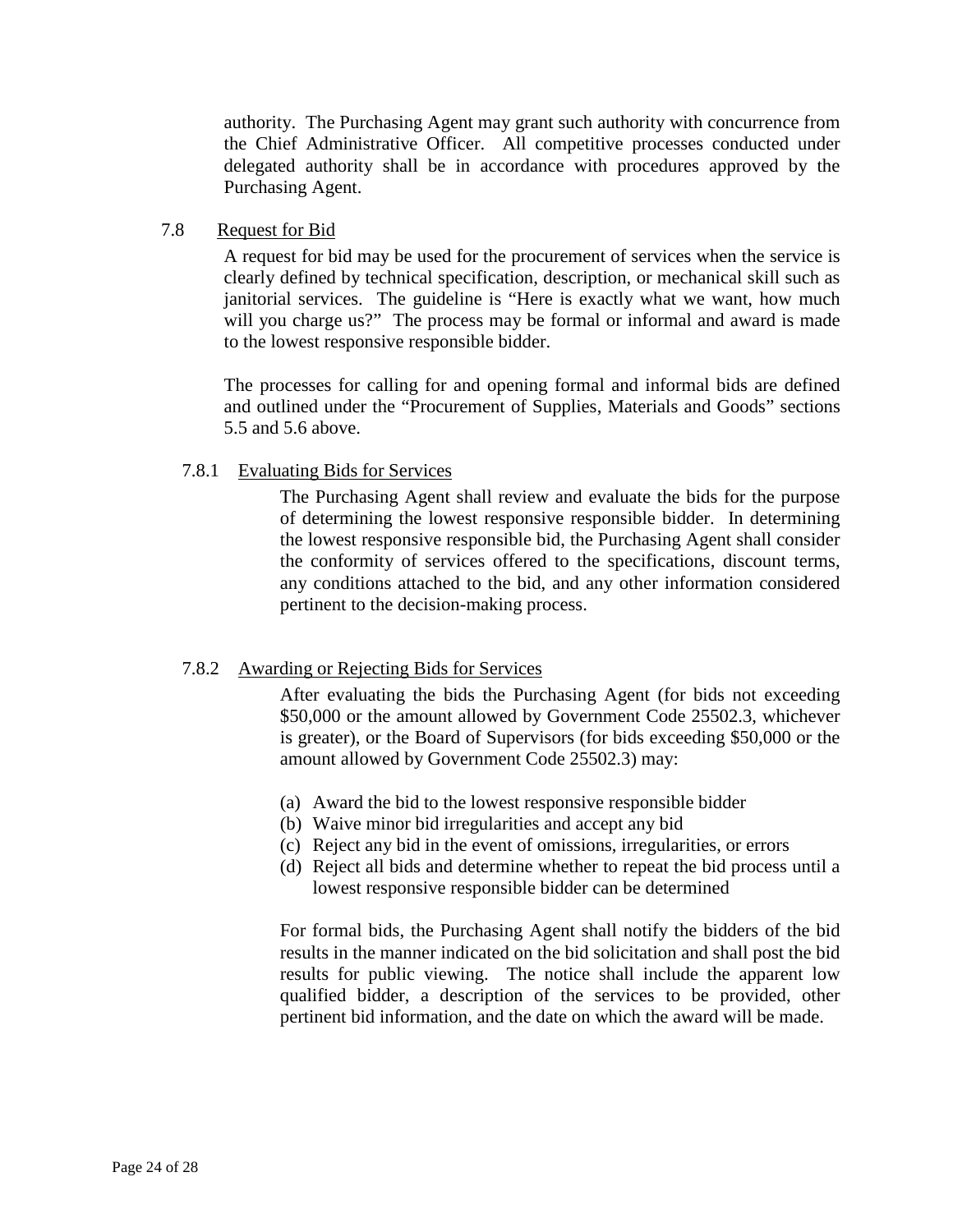authority. The Purchasing Agent may grant such authority with concurrence from the Chief Administrative Officer. All competitive processes conducted under delegated authority shall be in accordance with procedures approved by the Purchasing Agent.

### 7.8 Request for Bid

A request for bid may be used for the procurement of services when the service is clearly defined by technical specification, description, or mechanical skill such as janitorial services. The guideline is "Here is exactly what we want, how much will you charge us?" The process may be formal or informal and award is made to the lowest responsive responsible bidder.

The processes for calling for and opening formal and informal bids are defined and outlined under the "Procurement of Supplies, Materials and Goods" sections 5.5 and 5.6 above.

#### 7.8.1 Evaluating Bids for Services

The Purchasing Agent shall review and evaluate the bids for the purpose of determining the lowest responsive responsible bidder. In determining the lowest responsive responsible bid, the Purchasing Agent shall consider the conformity of services offered to the specifications, discount terms, any conditions attached to the bid, and any other information considered pertinent to the decision-making process.

#### 7.8.2 Awarding or Rejecting Bids for Services

After evaluating the bids the Purchasing Agent (for bids not exceeding $50,000 or the amount allowed by Government Code 25502.3, whichever is greater), or the Board of Supervisors (for bids exceeding $50,000 or the amount allowed by Government Code 25502.3) may:

(a) Award the bid to the lowest responsive responsible bidder
(b) Waive minor bid irregularities and accept any bid
(c) Reject any bid in the event of omissions, irregularities, or errors
(d) Reject all bids and determine whether to repeat the bid process until a lowest responsive responsible bidder can be determined

For formal bids, the Purchasing Agent shall notify the bidders of the bid results in the manner indicated on the bid solicitation and shall post the bid results for public viewing. The notice shall include the apparent low qualified bidder, a description of the services to be provided, other pertinent bid information, and the date on which the award will be made.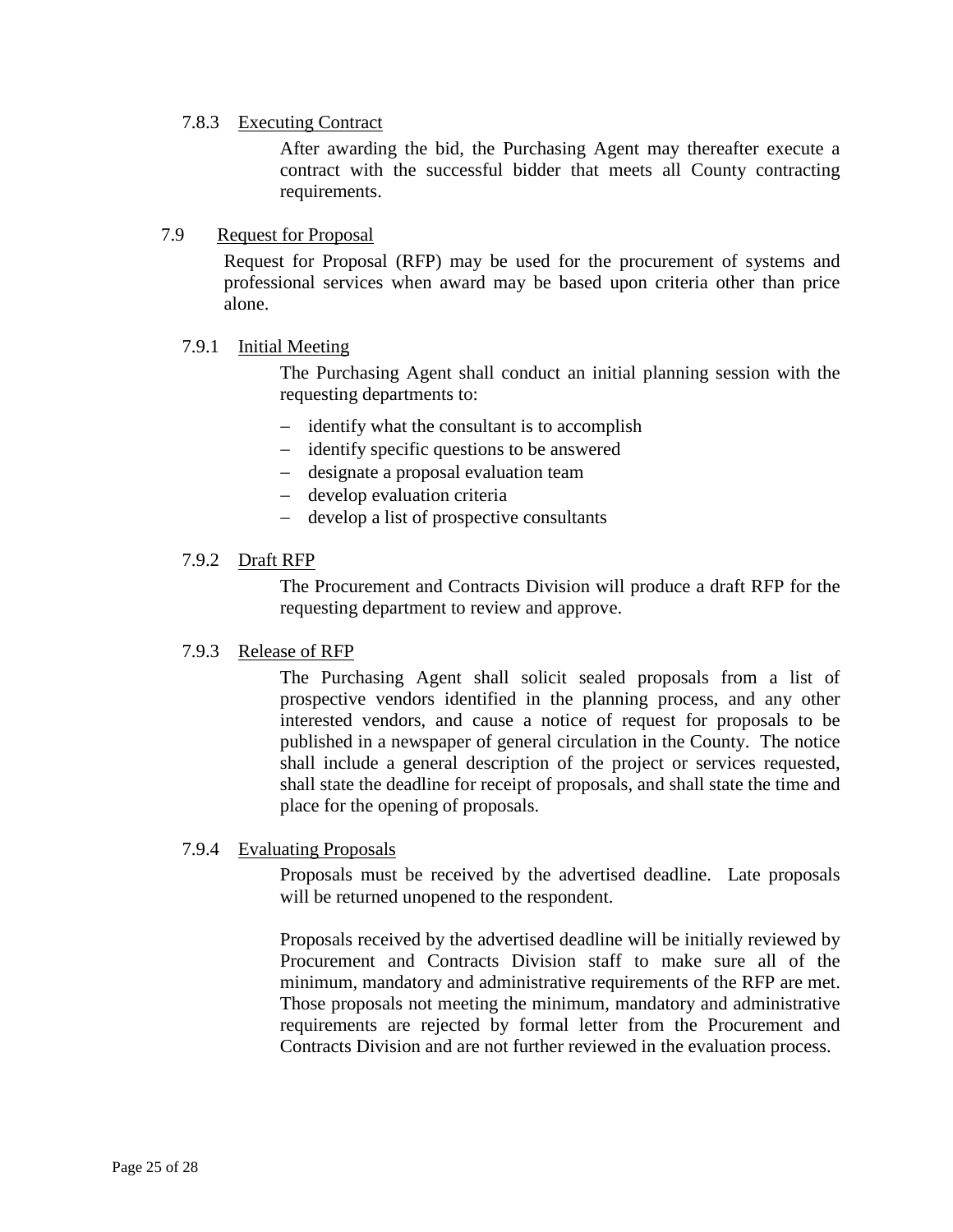#### 7.8.3 Executing Contract

After awarding the bid, the Purchasing Agent may thereafter execute a contract with the successful bidder that meets all County contracting requirements.

### 7.9 Request for Proposal

Request for Proposal (RFP) may be used for the procurement of systems and professional services when award may be based upon criteria other than price alone.

#### 7.9.1 Initial Meeting

The Purchasing Agent shall conduct an initial planning session with the requesting departments to:

- identify what the consultant is to accomplish
- identify specific questions to be answered
- designate a proposal evaluation team
- develop evaluation criteria
- develop a list of prospective consultants

#### 7.9.2 Draft RFP

The Procurement and Contracts Division will produce a draft RFP for the requesting department to review and approve.

#### 7.9.3 Release of RFP

The Purchasing Agent shall solicit sealed proposals from a list of prospective vendors identified in the planning process, and any other interested vendors, and cause a notice of request for proposals to be published in a newspaper of general circulation in the County. The notice shall include a general description of the project or services requested, shall state the deadline for receipt of proposals, and shall state the time and place for the opening of proposals.

#### 7.9.4 Evaluating Proposals

Proposals must be received by the advertised deadline. Late proposals will be returned unopened to the respondent.

Proposals received by the advertised deadline will be initially reviewed by Procurement and Contracts Division staff to make sure all of the minimum, mandatory and administrative requirements of the RFP are met. Those proposals not meeting the minimum, mandatory and administrative requirements are rejected by formal letter from the Procurement and Contracts Division and are not further reviewed in the evaluation process.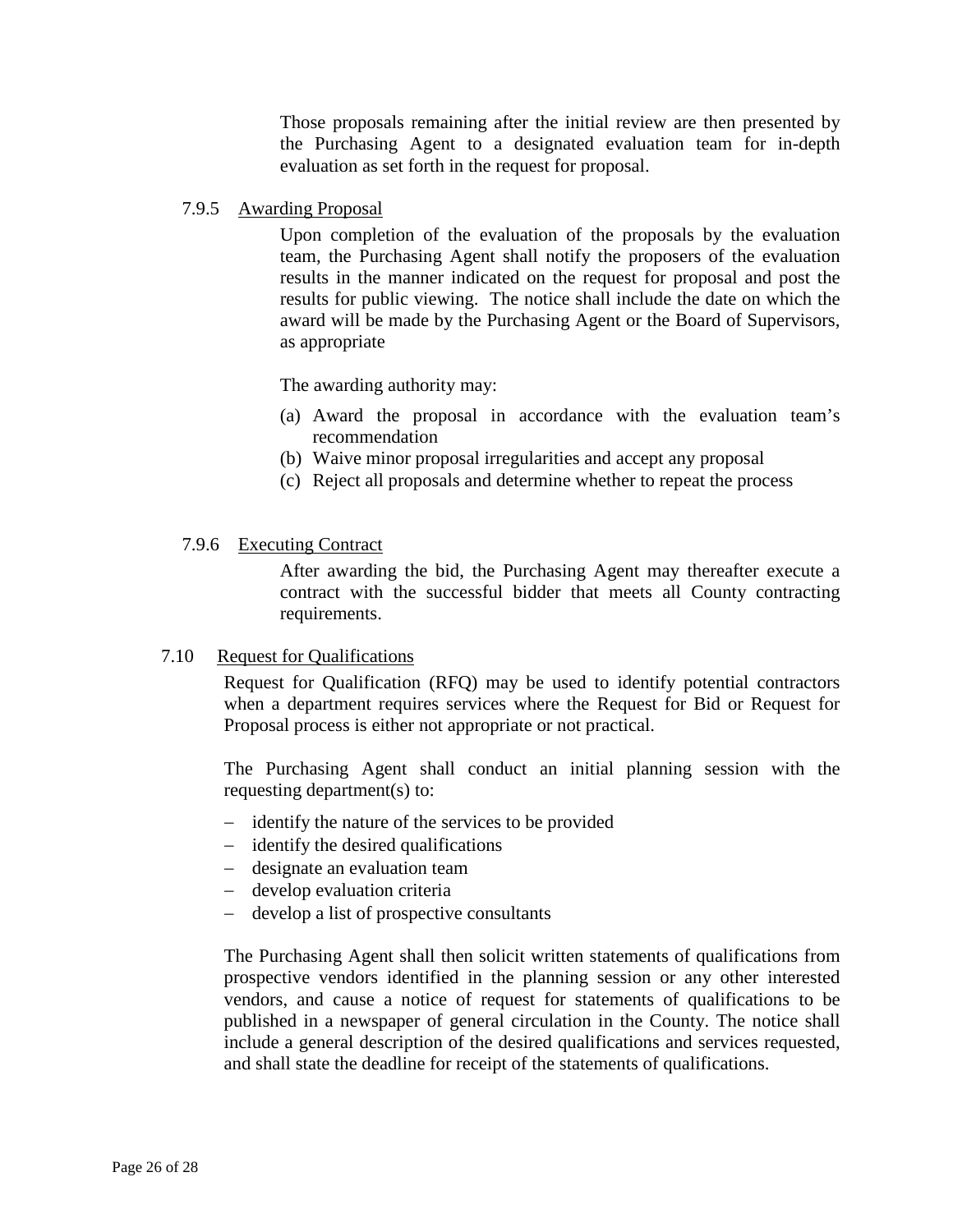Those proposals remaining after the initial review are then presented by the Purchasing Agent to a designated evaluation team for in-depth evaluation as set forth in the request for proposal.

#### 7.9.5 Awarding Proposal

Upon completion of the evaluation of the proposals by the evaluation team, the Purchasing Agent shall notify the proposers of the evaluation results in the manner indicated on the request for proposal and post the results for public viewing. The notice shall include the date on which the award will be made by the Purchasing Agent or the Board of Supervisors, as appropriate

The awarding authority may:

(a) Award the proposal in accordance with the evaluation team's recommendation
(b) Waive minor proposal irregularities and accept any proposal
(c) Reject all proposals and determine whether to repeat the process

#### 7.9.6 Executing Contract

After awarding the bid, the Purchasing Agent may thereafter execute a contract with the successful bidder that meets all County contracting requirements.

### 7.10 Request for Qualifications

Request for Qualification (RFQ) may be used to identify potential contractors when a department requires services where the Request for Bid or Request for Proposal process is either not appropriate or not practical.

The Purchasing Agent shall conduct an initial planning session with the requesting department(s) to:

- identify the nature of the services to be provided
- identify the desired qualifications
- designate an evaluation team
- develop evaluation criteria
- develop a list of prospective consultants

The Purchasing Agent shall then solicit written statements of qualifications from prospective vendors identified in the planning session or any other interested vendors, and cause a notice of request for statements of qualifications to be published in a newspaper of general circulation in the County. The notice shall include a general description of the desired qualifications and services requested, and shall state the deadline for receipt of the statements of qualifications.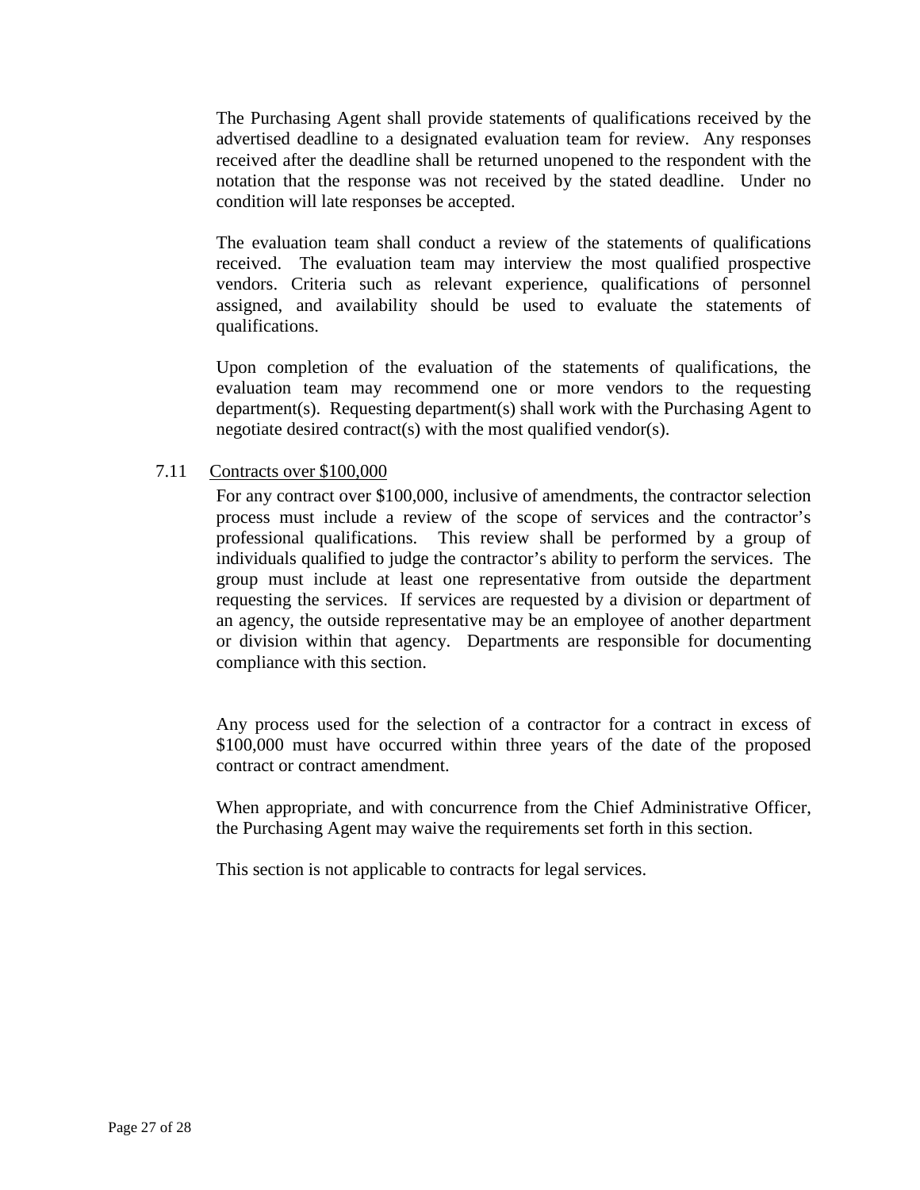The Purchasing Agent shall provide statements of qualifications received by the advertised deadline to a designated evaluation team for review. Any responses received after the deadline shall be returned unopened to the respondent with the notation that the response was not received by the stated deadline. Under no condition will late responses be accepted.

The evaluation team shall conduct a review of the statements of qualifications received. The evaluation team may interview the most qualified prospective vendors. Criteria such as relevant experience, qualifications of personnel assigned, and availability should be used to evaluate the statements of qualifications.

Upon completion of the evaluation of the statements of qualifications, the evaluation team may recommend one or more vendors to the requesting department(s). Requesting department(s) shall work with the Purchasing Agent to negotiate desired contract(s) with the most qualified vendor(s).

7.11 Contracts over $100,000

For any contract over $100,000, inclusive of amendments, the contractor selection process must include a review of the scope of services and the contractor's professional qualifications. This review shall be performed by a group of individuals qualified to judge the contractor's ability to perform the services. The group must include at least one representative from outside the department requesting the services. If services are requested by a division or department of an agency, the outside representative may be an employee of another department or division within that agency. Departments are responsible for documenting compliance with this section.

Any process used for the selection of a contractor for a contract in excess of $100,000 must have occurred within three years of the date of the proposed contract or contract amendment.

When appropriate, and with concurrence from the Chief Administrative Officer, the Purchasing Agent may waive the requirements set forth in this section.

This section is not applicable to contracts for legal services.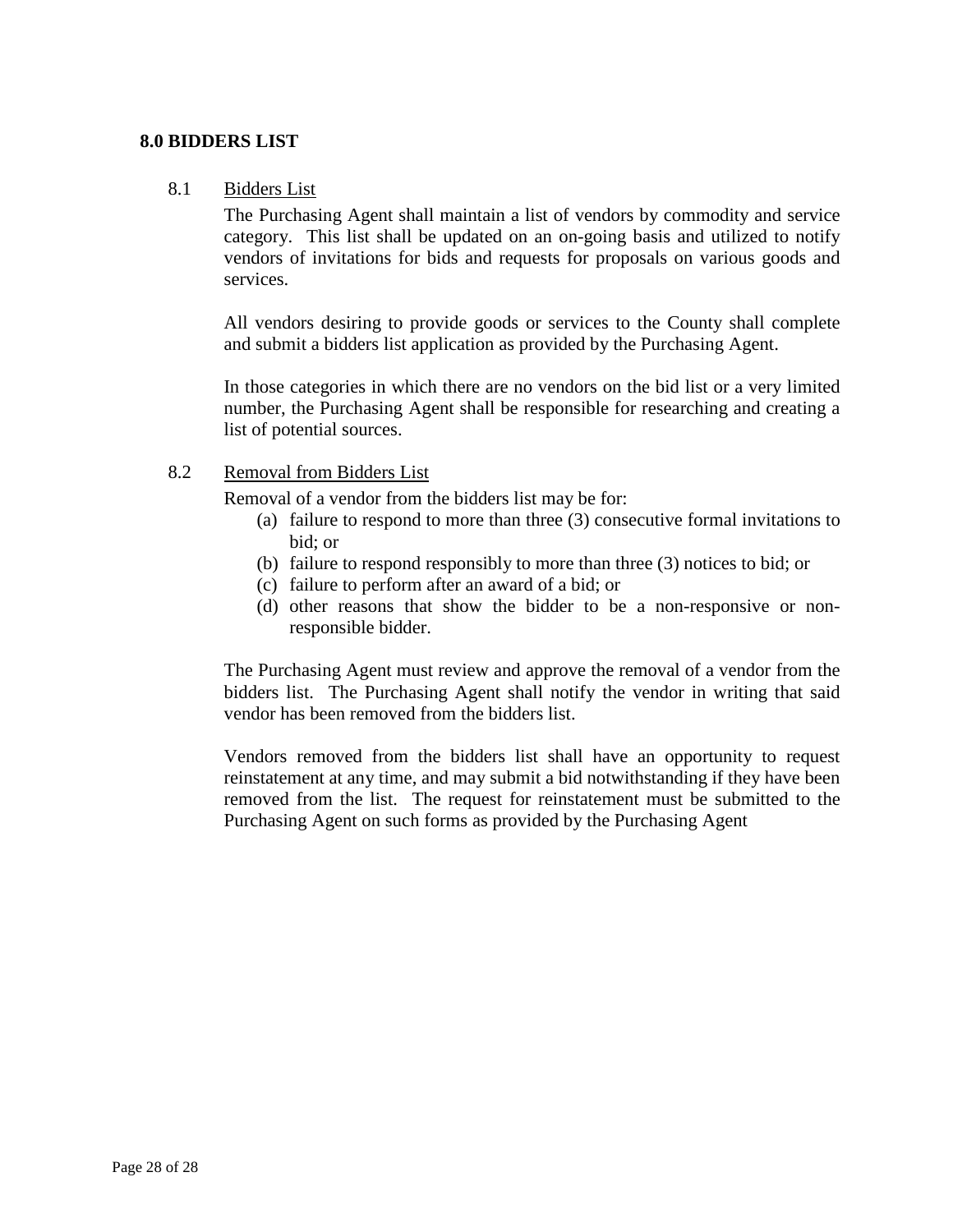## 8.0 BIDDERS LIST

### 8.1 Bidders List

The Purchasing Agent shall maintain a list of vendors by commodity and service category. This list shall be updated on an on-going basis and utilized to notify vendors of invitations for bids and requests for proposals on various goods and services.

All vendors desiring to provide goods or services to the County shall complete and submit a bidders list application as provided by the Purchasing Agent.

In those categories in which there are no vendors on the bid list or a very limited number, the Purchasing Agent shall be responsible for researching and creating a list of potential sources.

### 8.2 Removal from Bidders List

Removal of a vendor from the bidders list may be for:

(a) failure to respond to more than three (3) consecutive formal invitations to bid; or

(b) failure to respond responsibly to more than three (3) notices to bid; or

(c) failure to perform after an award of a bid; or

(d) other reasons that show the bidder to be a non-responsive or non-responsible bidder.

The Purchasing Agent must review and approve the removal of a vendor from the bidders list. The Purchasing Agent shall notify the vendor in writing that said vendor has been removed from the bidders list.

Vendors removed from the bidders list shall have an opportunity to request reinstatement at any time, and may submit a bid notwithstanding if they have been removed from the list. The request for reinstatement must be submitted to the Purchasing Agent on such forms as provided by the Purchasing Agent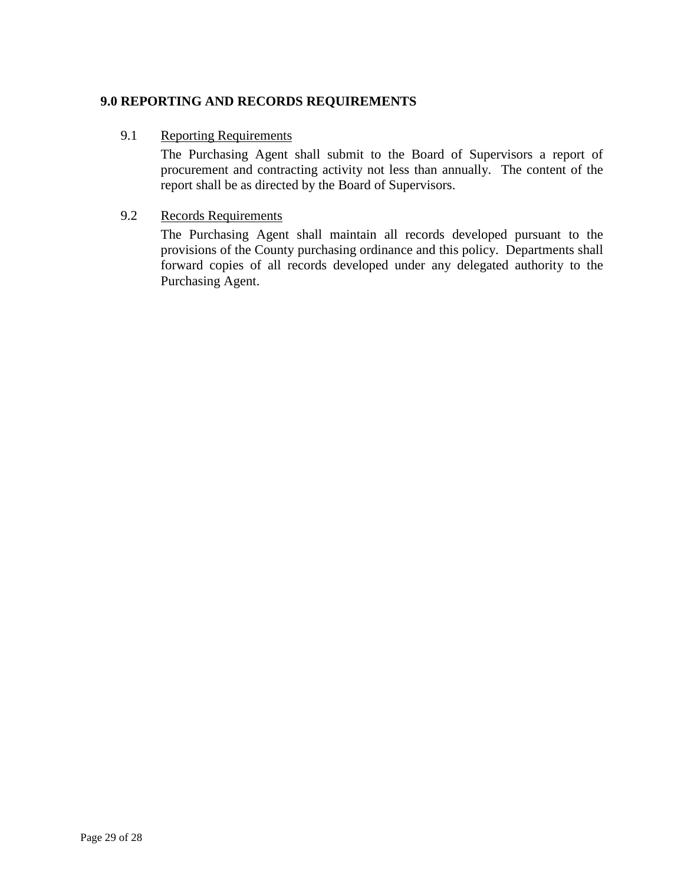## 9.0 REPORTING AND RECORDS REQUIREMENTS

9.1 Reporting Requirements

The Purchasing Agent shall submit to the Board of Supervisors a report of procurement and contracting activity not less than annually. The content of the report shall be as directed by the Board of Supervisors.

9.2 Records Requirements

The Purchasing Agent shall maintain all records developed pursuant to the provisions of the County purchasing ordinance and this policy. Departments shall forward copies of all records developed under any delegated authority to the Purchasing Agent.